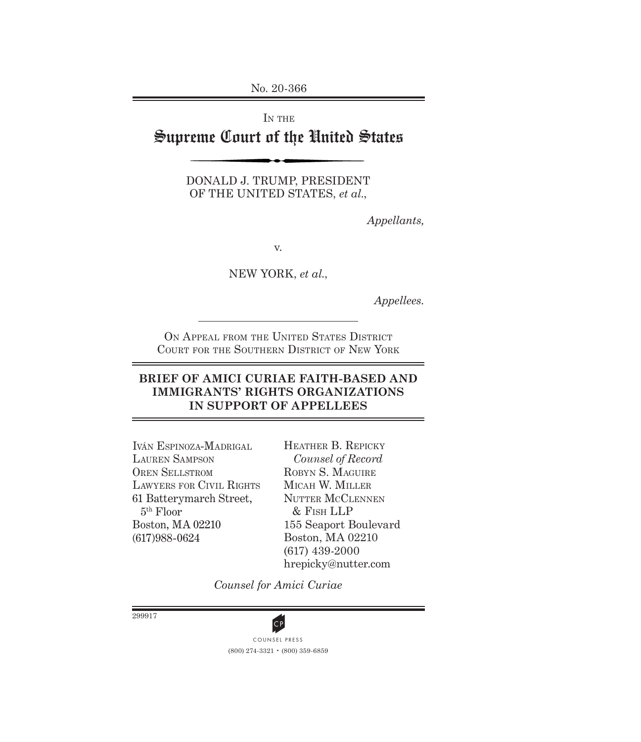No. 20-366

IN THE

# Supreme Court of the United States

DONALD J. TRUMP, PRESIDENT OF THE UNITED STATES, *et al.*,

*Appellants,*

v.

NEW YORK, *et al.*,

*Appellees.*

ON APPEAL FROM THE UNITED STATES DISTRICT COURT FOR THE SOUTHERN DISTRICT OF NEW YORK

## BRIEF OF AMICI CURIAE FAITH-BASED AND IMMIGRANTS' RIGHTS ORGANIZATIONS IN SUPPORT OF APPELLEES

IVÁN ESPINOZA-MADRIGAL
LAUREN SAMPSON
OREN SELLSTROM
LAWYERS FOR CIVIL RIGHTS
61 Batterymarch Street, 5th Floor
Boston, MA 02210
(617)988-0624

HEATHER B. REPICKY
*Counsel of Record*
ROBYN S. MAGUIRE
MICAH W. MILLER
NUTTER MCCLENNEN & FISH LLP
155 Seaport Boulevard
Boston, MA 02210
(617) 439-2000
hrepicky@nutter.com

*Counsel for Amici Curiae*

299917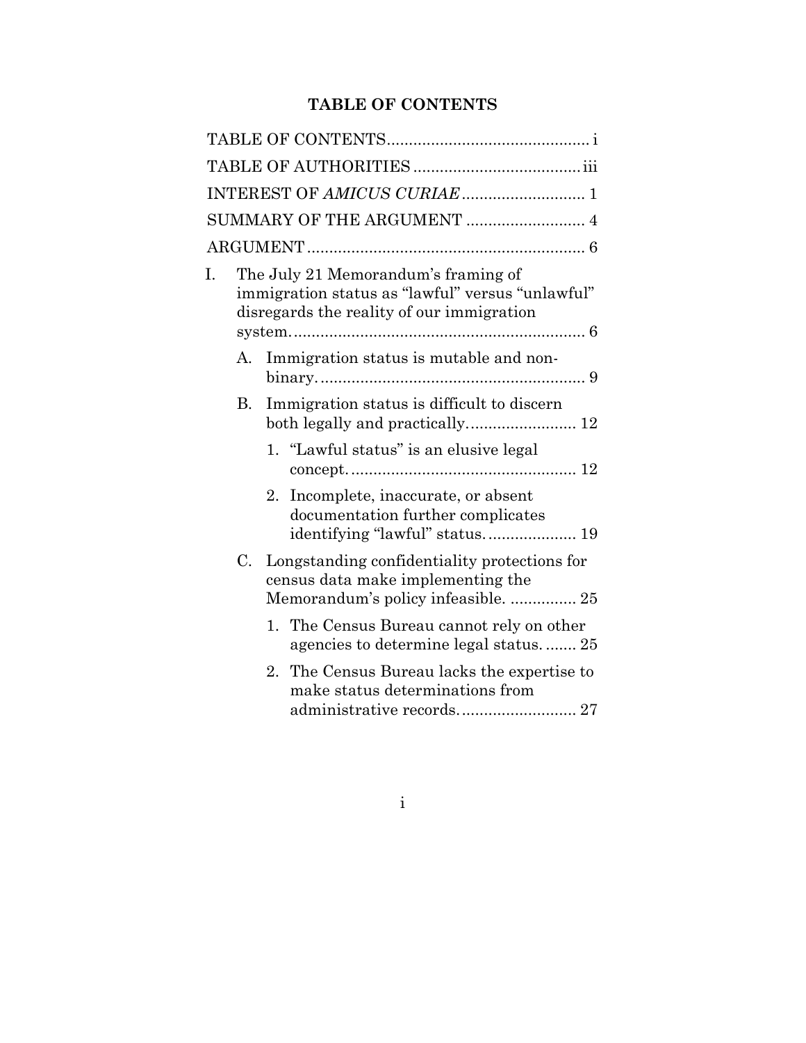# TABLE OF CONTENTS

TABLE OF CONTENTS ............................................. i

TABLE OF AUTHORITIES ..................................... iii

INTEREST OF *AMICUS CURIAE* ............................ 1

SUMMARY OF THE ARGUMENT ........................... 4

ARGUMENT .............................................................. 6

I. The July 21 Memorandum's framing of immigration status as "lawful" versus "unlawful" disregards the reality of our immigration system. .................................................................. 6

   A. Immigration status is mutable and non-binary. ............................................................ 9

   B. Immigration status is difficult to discern both legally and practically. ........................ 12

      1. "Lawful status" is an elusive legal concept. .................................................. 12

      2. Incomplete, inaccurate, or absent documentation further complicates identifying "lawful" status. .................... 19

   C. Longstanding confidentiality protections for census data make implementing the Memorandum's policy infeasible. ............... 25

      1. The Census Bureau cannot rely on other agencies to determine legal status. ....... 25

      2. The Census Bureau lacks the expertise to make status determinations from administrative records. .......................... 27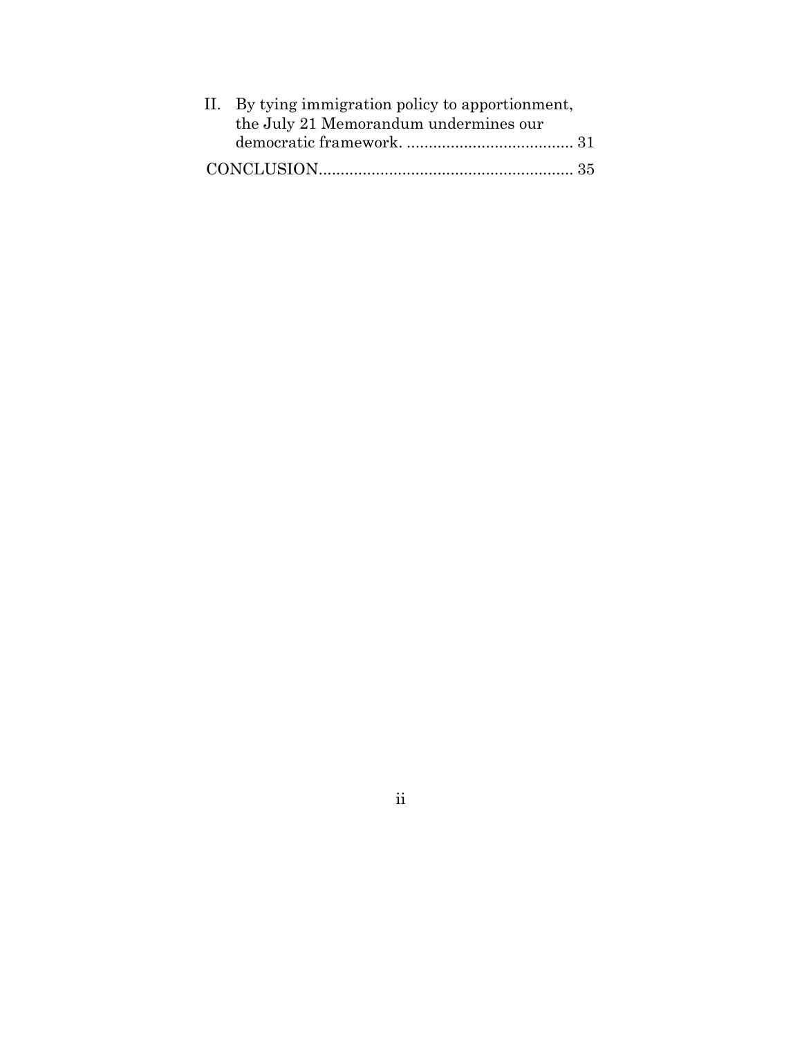II. By tying immigration policy to apportionment, the July 21 Memorandum undermines our democratic framework. ...................................... 31

CONCLUSION.......................................................... 35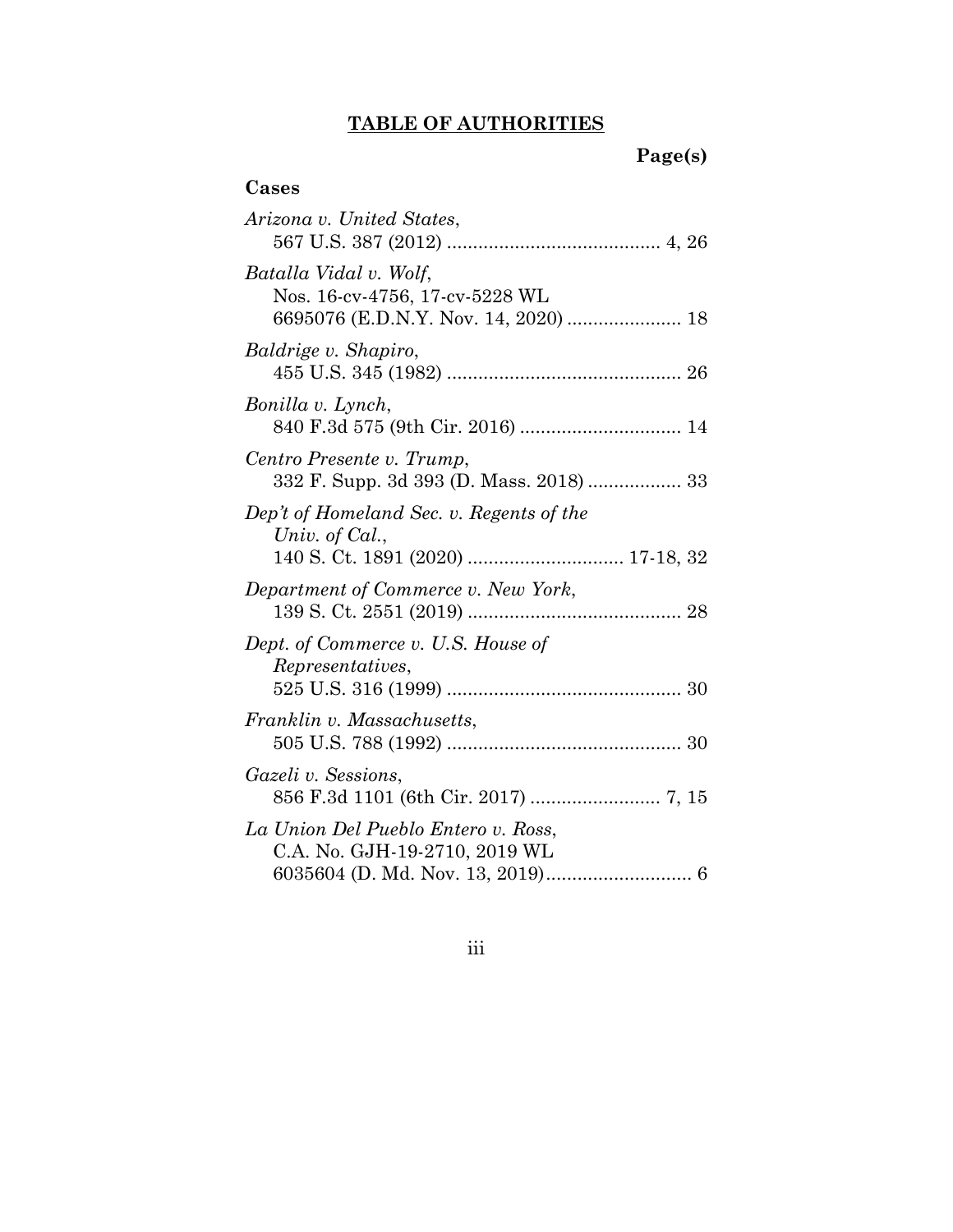## TABLE OF AUTHORITIES

**Page(s)**

### Cases

*Arizona v. United States*,
567 U.S. 387 (2012) ........................................ 4, 26

*Batalla Vidal v. Wolf*,
Nos. 16-cv-4756, 17-cv-5228 WL
6695076 (E.D.N.Y. Nov. 14, 2020) ..................... 18

*Baldrige v. Shapiro*,
455 U.S. 345 (1982) ............................................ 26

*Bonilla v. Lynch*,
840 F.3d 575 (9th Cir. 2016) .............................. 14

*Centro Presente v. Trump*,
332 F. Supp. 3d 393 (D. Mass. 2018) ................. 33

*Dep't of Homeland Sec. v. Regents of the Univ. of Cal.*,
140 S. Ct. 1891 (2020) ............................. 17-18, 32

*Department of Commerce v. New York*,
139 S. Ct. 2551 (2019) ........................................ 28

*Dept. of Commerce v. U.S. House of Representatives*,
525 U.S. 316 (1999) ............................................ 30

*Franklin v. Massachusetts*,
505 U.S. 788 (1992) ............................................ 30

*Gazeli v. Sessions*,
856 F.3d 1101 (6th Cir. 2017) ........................ 7, 15

*La Union Del Pueblo Entero v. Ross*,
C.A. No. GJH-19-2710, 2019 WL
6035604 (D. Md. Nov. 13, 2019)........................... 6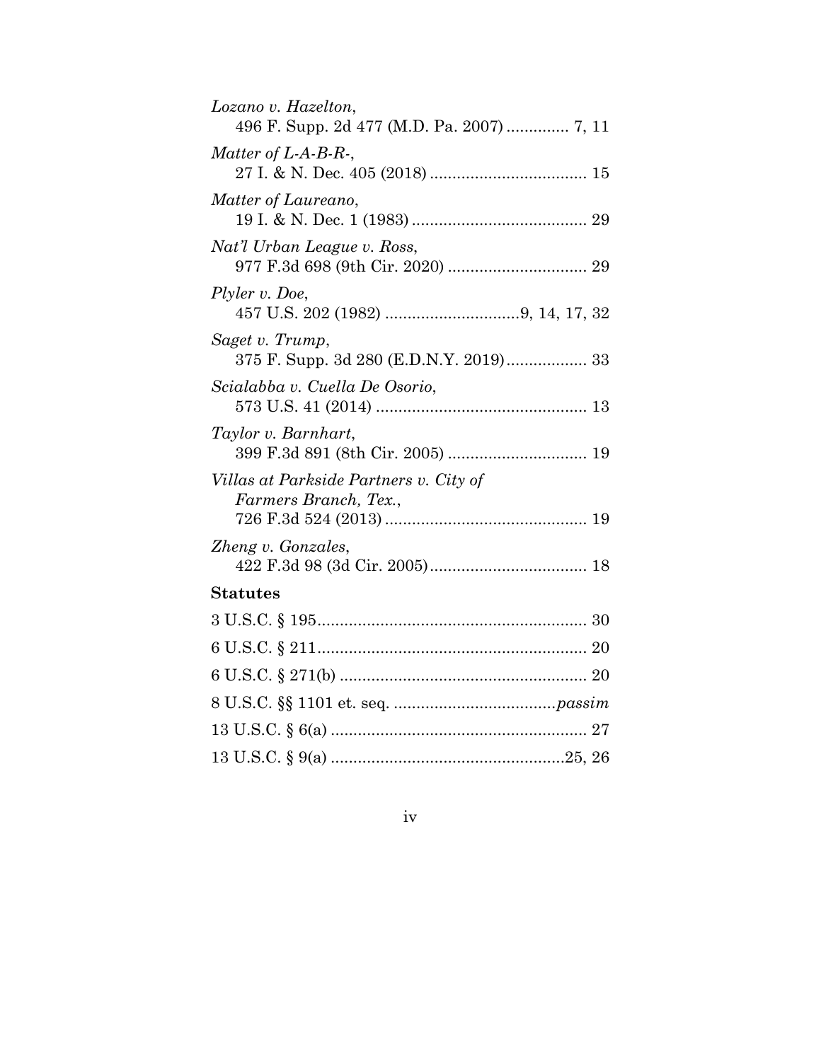*Lozano v. Hazelton*,
496 F. Supp. 2d 477 (M.D. Pa. 2007) ............. 7, 11

*Matter of L-A-B-R-*,
27 I. & N. Dec. 405 (2018) ................................... 15

*Matter of Laureano*,
19 I. & N. Dec. 1 (1983) ....................................... 29

*Nat'l Urban League v. Ross*,
977 F.3d 698 (9th Cir. 2020) ............................... 29

*Plyler v. Doe*,
457 U.S. 202 (1982) ..............................9, 14, 17, 32

*Saget v. Trump*,
375 F. Supp. 3d 280 (E.D.N.Y. 2019).................. 33

*Scialabba v. Cuella De Osorio*,
573 U.S. 41 (2014) ............................................... 13

*Taylor v. Barnhart*,
399 F.3d 891 (8th Cir. 2005) ............................... 19

*Villas at Parkside Partners v. City of Farmers Branch, Tex.*,
726 F.3d 524 (2013) ............................................. 19

*Zheng v. Gonzales*,
422 F.3d 98 (3d Cir. 2005)................................... 18

**Statutes**

3 U.S.C. § 195............................................................ 30

6 U.S.C. § 211............................................................ 20

6 U.S.C. § 271(b) ....................................................... 20

8 U.S.C. §§ 1101 et. seq. ....................................*passim*

13 U.S.C. § 6(a) ......................................................... 27

13 U.S.C. § 9(a) ....................................................25, 26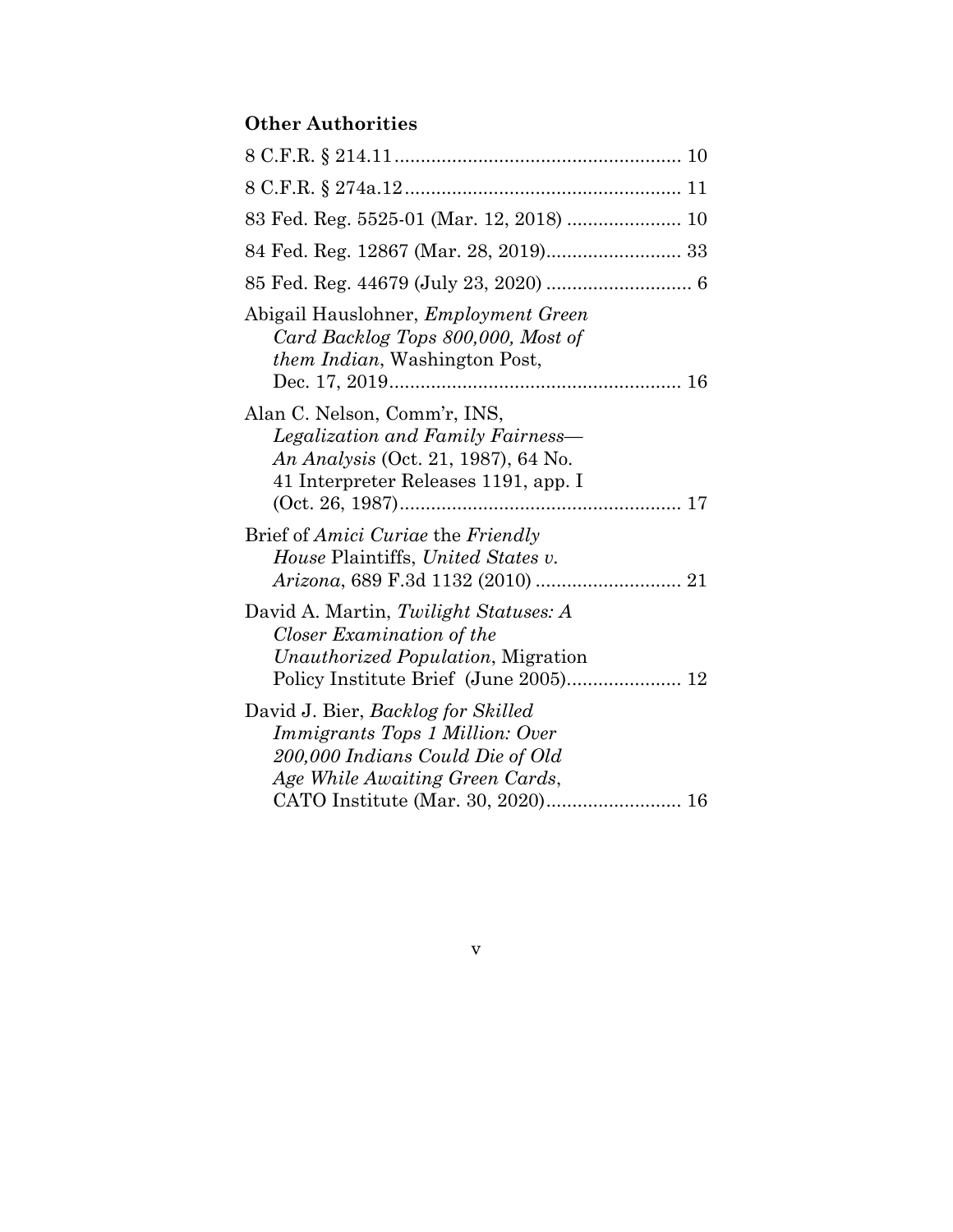## Other Authorities

8 C.F.R. § 214.11 ....................................................... 10

8 C.F.R. § 274a.12 ..................................................... 11

83 Fed. Reg. 5525-01 (Mar. 12, 2018) ...................... 10

84 Fed. Reg. 12867 (Mar. 28, 2019) .......................... 33

85 Fed. Reg. 44679 (July 23, 2020) ............................ 6

Abigail Hauslohner, *Employment Green Card Backlog Tops 800,000, Most of them Indian*, Washington Post, Dec. 17, 2019 ........................................................ 16

Alan C. Nelson, Comm'r, INS, *Legalization and Family Fairness—An Analysis* (Oct. 21, 1987), 64 No. 41 Interpreter Releases 1191, app. I (Oct. 26, 1987) ...................................................... 17

Brief of *Amici Curiae* the *Friendly House* Plaintiffs, *United States v. Arizona*, 689 F.3d 1132 (2010) ............................ 21

David A. Martin, *Twilight Statuses: A Closer Examination of the Unauthorized Population*, Migration Policy Institute Brief (June 2005) ...................... 12

David J. Bier, *Backlog for Skilled Immigrants Tops 1 Million: Over 200,000 Indians Could Die of Old Age While Awaiting Green Cards*, CATO Institute (Mar. 30, 2020) .......................... 16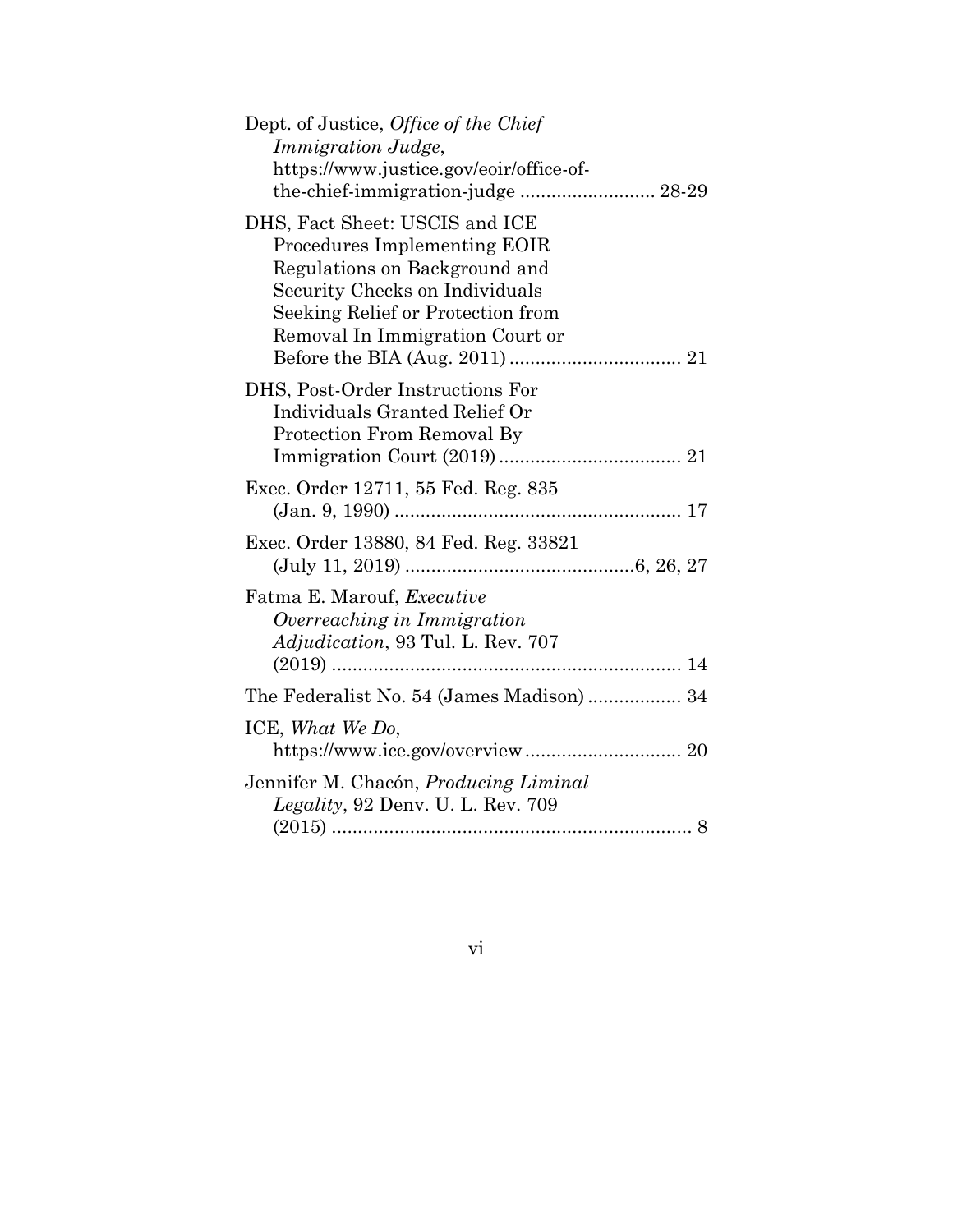Dept. of Justice, *Office of the Chief Immigration Judge*, https://www.justice.gov/eoir/office-of-the-chief-immigration-judge .......................... 28-29

DHS, Fact Sheet: USCIS and ICE Procedures Implementing EOIR Regulations on Background and Security Checks on Individuals Seeking Relief or Protection from Removal In Immigration Court or Before the BIA (Aug. 2011) ................................. 21

DHS, Post-Order Instructions For Individuals Granted Relief Or Protection From Removal By Immigration Court (2019) ................................... 21

Exec. Order 12711, 55 Fed. Reg. 835 (Jan. 9, 1990) ....................................................... 17

Exec. Order 13880, 84 Fed. Reg. 33821 (July 11, 2019) ............................................6, 26, 27

Fatma E. Marouf, *Executive Overreaching in Immigration Adjudication*, 93 Tul. L. Rev. 707 (2019) .................................................................... 14

The Federalist No. 54 (James Madison) .................. 34

ICE, *What We Do*, https://www.ice.gov/overview .............................. 20

Jennifer M. Chacón, *Producing Liminal Legality*, 92 Denv. U. L. Rev. 709 (2015) ...................................................................... 8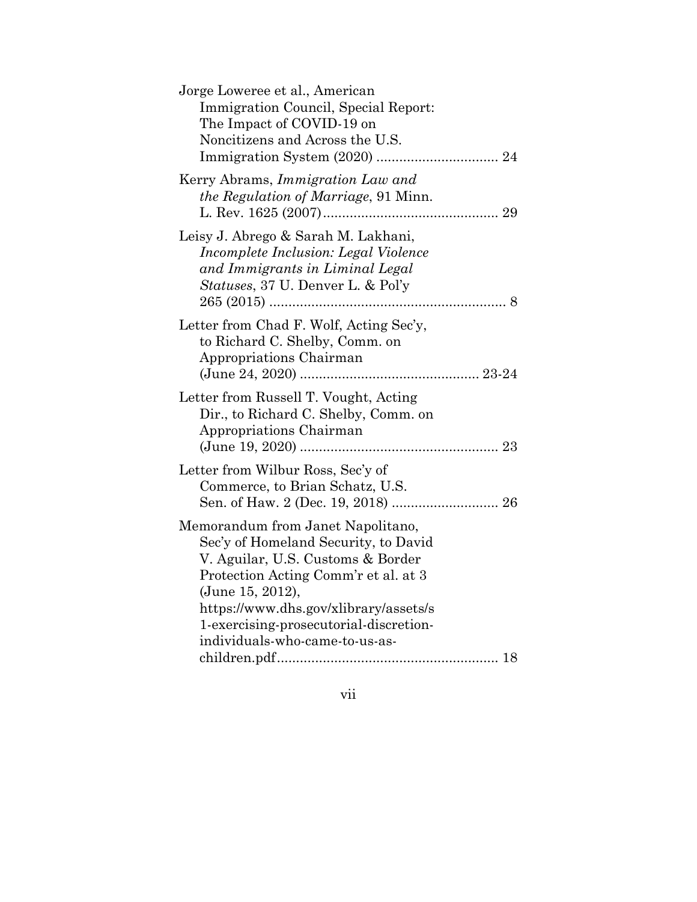Jorge Loweree et al., American Immigration Council, Special Report: The Impact of COVID-19 on Noncitizens and Across the U.S. Immigration System (2020) ................................ 24

Kerry Abrams, *Immigration Law and the Regulation of Marriage*, 91 Minn. L. Rev. 1625 (2007)............................................. 29

Leisy J. Abrego & Sarah M. Lakhani, *Incomplete Inclusion: Legal Violence and Immigrants in Liminal Legal Statuses*, 37 U. Denver L. & Pol'y 265 (2015) .............................................................. 8

Letter from Chad F. Wolf, Acting Sec'y, to Richard C. Shelby, Comm. on Appropriations Chairman (June 24, 2020) .............................................. 23-24

Letter from Russell T. Vought, Acting Dir., to Richard C. Shelby, Comm. on Appropriations Chairman (June 19, 2020) ................................................... 23

Letter from Wilbur Ross, Sec'y of Commerce, to Brian Schatz, U.S. Sen. of Haw. 2 (Dec. 19, 2018) ........................... 26

Memorandum from Janet Napolitano, Sec'y of Homeland Security, to David V. Aguilar, U.S. Customs & Border Protection Acting Comm'r et al. at 3 (June 15, 2012), https://www.dhs.gov/xlibrary/assets/s1-exercising-prosecutorial-discretion-individuals-who-came-to-us-as-children.pdf......................................................... 18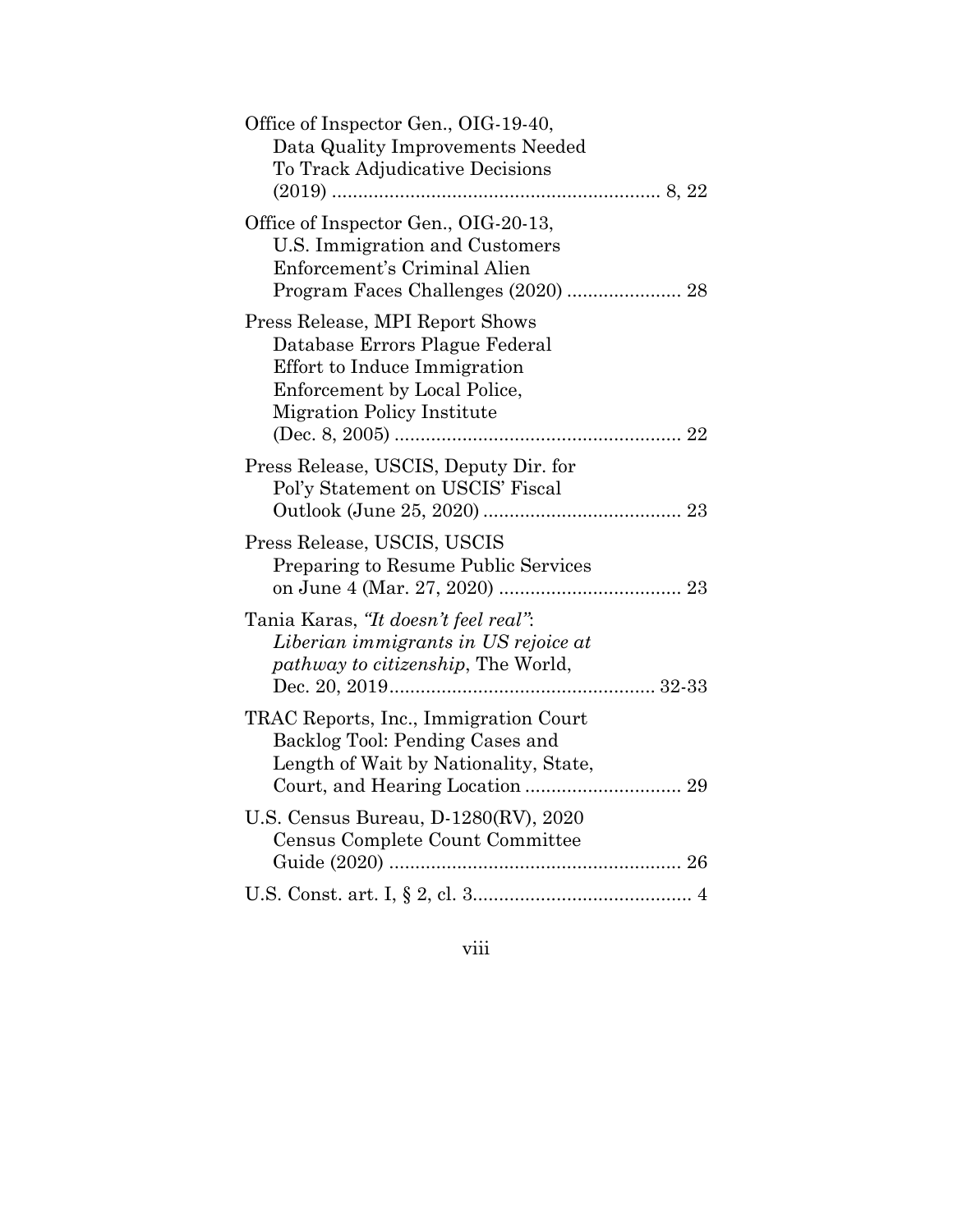Office of Inspector Gen., OIG-19-40, Data Quality Improvements Needed To Track Adjudicative Decisions (2019) .............................................................. 8, 22

Office of Inspector Gen., OIG-20-13, U.S. Immigration and Customers Enforcement's Criminal Alien Program Faces Challenges (2020) ...................... 28

Press Release, MPI Report Shows Database Errors Plague Federal Effort to Induce Immigration Enforcement by Local Police, Migration Policy Institute (Dec. 8, 2005) ...................................................... 22

Press Release, USCIS, Deputy Dir. for Pol'y Statement on USCIS' Fiscal Outlook (June 25, 2020) ..................................... 23

Press Release, USCIS, USCIS Preparing to Resume Public Services on June 4 (Mar. 27, 2020) .................................. 23

Tania Karas, *"It doesn't feel real"*: *Liberian immigrants in US rejoice at pathway to citizenship*, The World, Dec. 20, 2019.................................................. 32-33

TRAC Reports, Inc., Immigration Court Backlog Tool: Pending Cases and Length of Wait by Nationality, State, Court, and Hearing Location ............................. 29

U.S. Census Bureau, D-1280(RV), 2020 Census Complete Count Committee Guide (2020) ....................................................... 26

U.S. Const. art. I, § 2, cl. 3......................................... 4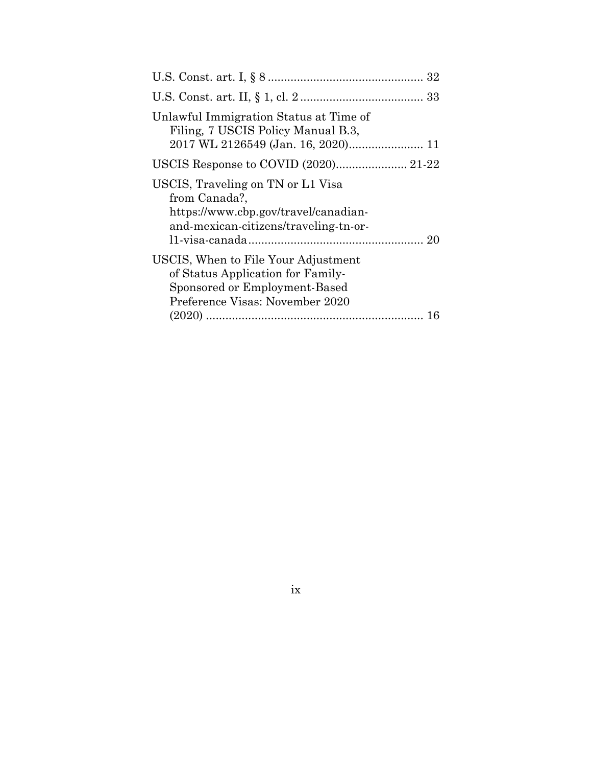U.S. Const. art. I, § 8 ................................................ 32

U.S. Const. art. II, § 1, cl. 2 ...................................... 33

Unlawful Immigration Status at Time of
Filing, 7 USCIS Policy Manual B.3,
2017 WL 2126549 (Jan. 16, 2020)....................... 11

USCIS Response to COVID (2020)...................... 21-22

USCIS, Traveling on TN or L1 Visa
from Canada?,
https://www.cbp.gov/travel/canadian-and-mexican-citizens/traveling-tn-or-l1-visa-canada...................................................... 20

USCIS, When to File Your Adjustment
of Status Application for Family-Sponsored or Employment-Based
Preference Visas: November 2020
(2020) .................................................................. 16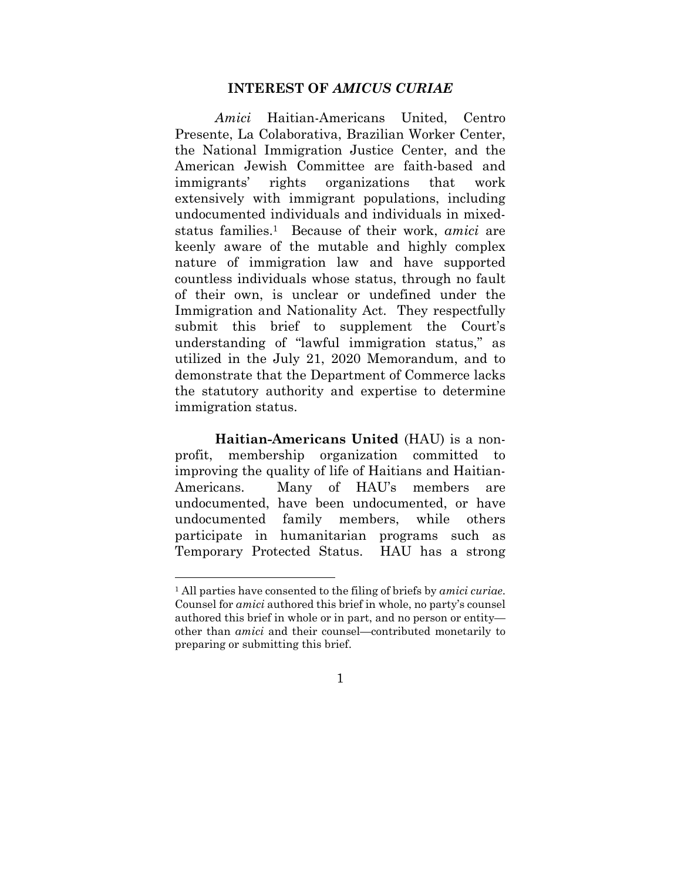## INTEREST OF *AMICUS CURIAE*

*Amici* Haitian-Americans United, Centro Presente, La Colaborativa, Brazilian Worker Center, the National Immigration Justice Center, and the American Jewish Committee are faith-based and immigrants' rights organizations that work extensively with immigrant populations, including undocumented individuals and individuals in mixed-status families.[1] Because of their work, *amici* are keenly aware of the mutable and highly complex nature of immigration law and have supported countless individuals whose status, through no fault of their own, is unclear or undefined under the Immigration and Nationality Act. They respectfully submit this brief to supplement the Court's understanding of "lawful immigration status," as utilized in the July 21, 2020 Memorandum, and to demonstrate that the Department of Commerce lacks the statutory authority and expertise to determine immigration status.

**Haitian-Americans United** (HAU) is a non-profit, membership organization committed to improving the quality of life of Haitians and Haitian-Americans. Many of HAU's members are undocumented, have been undocumented, or have undocumented family members, while others participate in humanitarian programs such as Temporary Protected Status. HAU has a strong

---

[1] All parties have consented to the filing of briefs by *amici curiae*. Counsel for *amici* authored this brief in whole, no party's counsel authored this brief in whole or in part, and no person or entity—other than *amici* and their counsel—contributed monetarily to preparing or submitting this brief.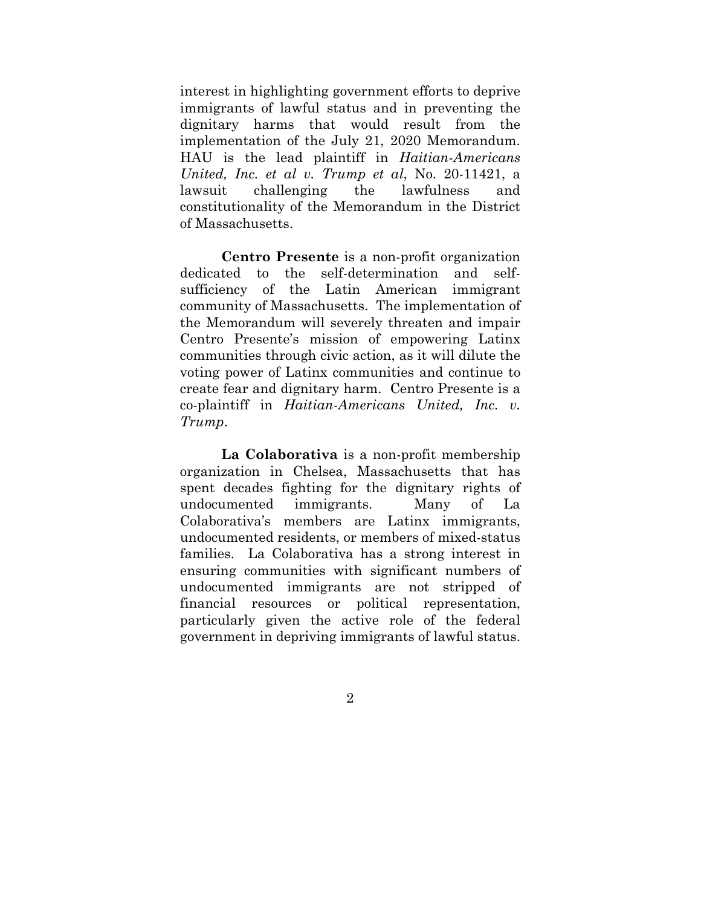interest in highlighting government efforts to deprive immigrants of lawful status and in preventing the dignitary harms that would result from the implementation of the July 21, 2020 Memorandum. HAU is the lead plaintiff in *Haitian-Americans United, Inc. et al v. Trump et al*, No. 20-11421, a lawsuit challenging the lawfulness and constitutionality of the Memorandum in the District of Massachusetts.

**Centro Presente** is a non-profit organization dedicated to the self-determination and self-sufficiency of the Latin American immigrant community of Massachusetts. The implementation of the Memorandum will severely threaten and impair Centro Presente's mission of empowering Latinx communities through civic action, as it will dilute the voting power of Latinx communities and continue to create fear and dignitary harm. Centro Presente is a co-plaintiff in *Haitian-Americans United, Inc. v. Trump*.

**La Colaborativa** is a non-profit membership organization in Chelsea, Massachusetts that has spent decades fighting for the dignitary rights of undocumented immigrants. Many of La Colaborativa's members are Latinx immigrants, undocumented residents, or members of mixed-status families. La Colaborativa has a strong interest in ensuring communities with significant numbers of undocumented immigrants are not stripped of financial resources or political representation, particularly given the active role of the federal government in depriving immigrants of lawful status.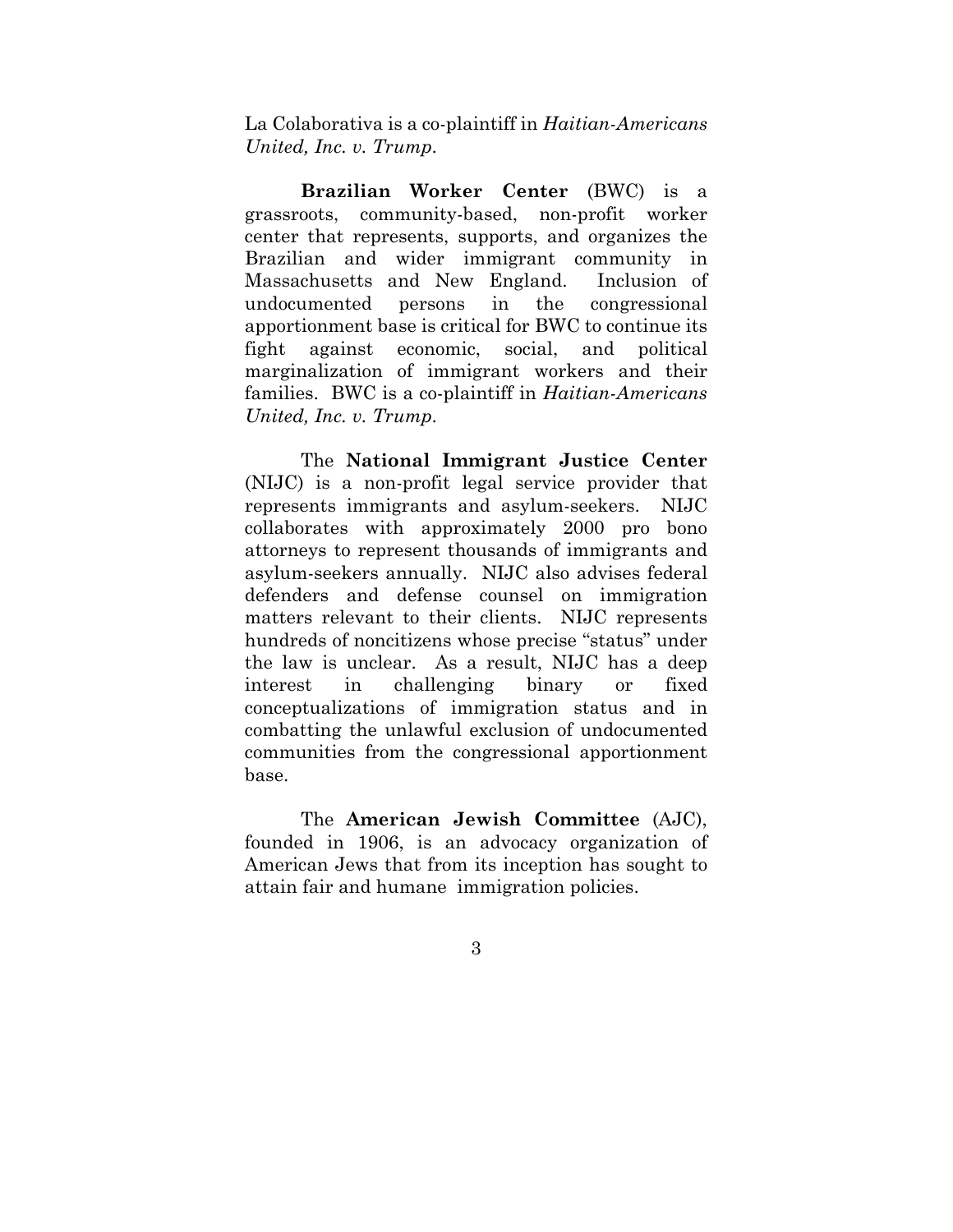La Colaborativa is a co-plaintiff in *Haitian-Americans United, Inc. v. Trump*.

**Brazilian Worker Center** (BWC) is a grassroots, community-based, non-profit worker center that represents, supports, and organizes the Brazilian and wider immigrant community in Massachusetts and New England. Inclusion of undocumented persons in the congressional apportionment base is critical for BWC to continue its fight against economic, social, and political marginalization of immigrant workers and their families. BWC is a co-plaintiff in *Haitian-Americans United, Inc. v. Trump*.

The **National Immigrant Justice Center** (NIJC) is a non-profit legal service provider that represents immigrants and asylum-seekers. NIJC collaborates with approximately 2000 pro bono attorneys to represent thousands of immigrants and asylum-seekers annually. NIJC also advises federal defenders and defense counsel on immigration matters relevant to their clients. NIJC represents hundreds of noncitizens whose precise "status" under the law is unclear. As a result, NIJC has a deep interest in challenging binary or fixed conceptualizations of immigration status and in combatting the unlawful exclusion of undocumented communities from the congressional apportionment base.

The **American Jewish Committee** (AJC), founded in 1906, is an advocacy organization of American Jews that from its inception has sought to attain fair and humane immigration policies.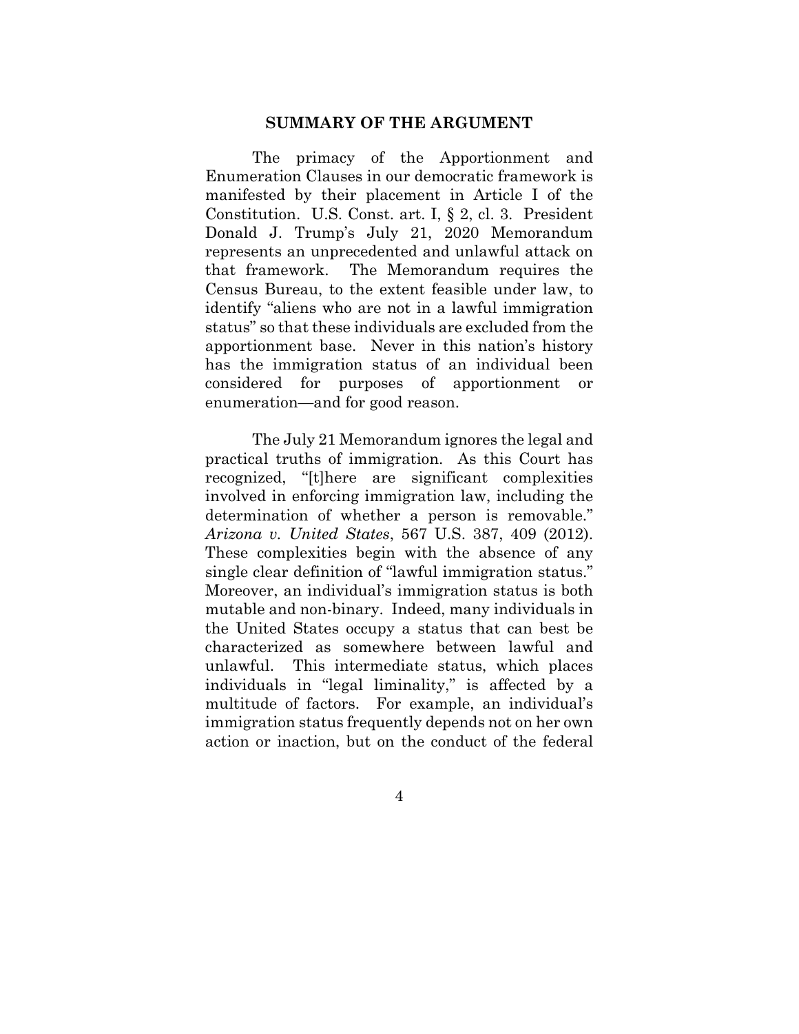## SUMMARY OF THE ARGUMENT

The primacy of the Apportionment and Enumeration Clauses in our democratic framework is manifested by their placement in Article I of the Constitution. U.S. Const. art. I, § 2, cl. 3. President Donald J. Trump's July 21, 2020 Memorandum represents an unprecedented and unlawful attack on that framework. The Memorandum requires the Census Bureau, to the extent feasible under law, to identify "aliens who are not in a lawful immigration status" so that these individuals are excluded from the apportionment base. Never in this nation's history has the immigration status of an individual been considered for purposes of apportionment or enumeration—and for good reason.

The July 21 Memorandum ignores the legal and practical truths of immigration. As this Court has recognized, "[t]here are significant complexities involved in enforcing immigration law, including the determination of whether a person is removable." *Arizona v. United States*, 567 U.S. 387, 409 (2012). These complexities begin with the absence of any single clear definition of "lawful immigration status." Moreover, an individual's immigration status is both mutable and non-binary. Indeed, many individuals in the United States occupy a status that can best be characterized as somewhere between lawful and unlawful. This intermediate status, which places individuals in "legal liminality," is affected by a multitude of factors. For example, an individual's immigration status frequently depends not on her own action or inaction, but on the conduct of the federal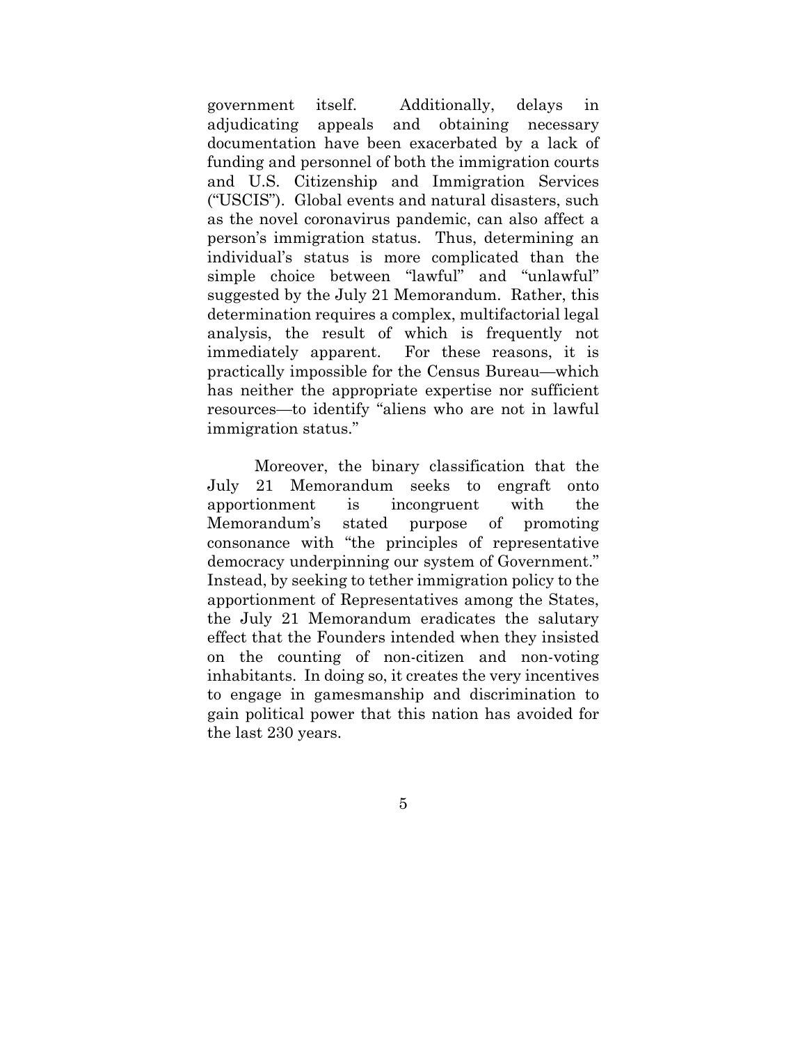government itself. Additionally, delays in adjudicating appeals and obtaining necessary documentation have been exacerbated by a lack of funding and personnel of both the immigration courts and U.S. Citizenship and Immigration Services ("USCIS"). Global events and natural disasters, such as the novel coronavirus pandemic, can also affect a person's immigration status. Thus, determining an individual's status is more complicated than the simple choice between "lawful" and "unlawful" suggested by the July 21 Memorandum. Rather, this determination requires a complex, multifactorial legal analysis, the result of which is frequently not immediately apparent. For these reasons, it is practically impossible for the Census Bureau—which has neither the appropriate expertise nor sufficient resources—to identify "aliens who are not in lawful immigration status."

Moreover, the binary classification that the July 21 Memorandum seeks to engraft onto apportionment is incongruent with the Memorandum's stated purpose of promoting consonance with "the principles of representative democracy underpinning our system of Government." Instead, by seeking to tether immigration policy to the apportionment of Representatives among the States, the July 21 Memorandum eradicates the salutary effect that the Founders intended when they insisted on the counting of non-citizen and non-voting inhabitants. In doing so, it creates the very incentives to engage in gamesmanship and discrimination to gain political power that this nation has avoided for the last 230 years.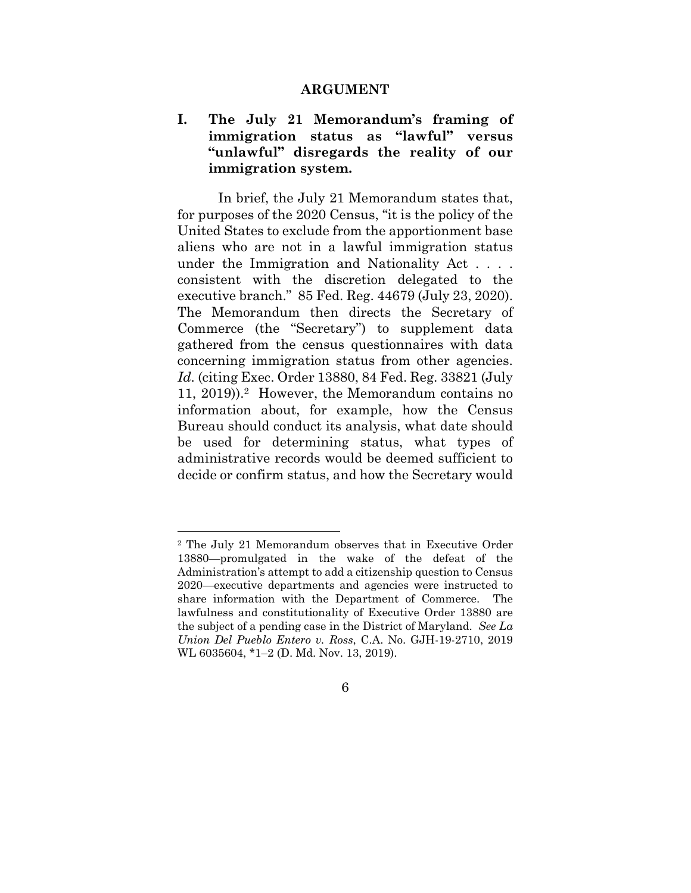## ARGUMENT

### I. The July 21 Memorandum's framing of immigration status as "lawful" versus "unlawful" disregards the reality of our immigration system.

In brief, the July 21 Memorandum states that, for purposes of the 2020 Census, "it is the policy of the United States to exclude from the apportionment base aliens who are not in a lawful immigration status under the Immigration and Nationality Act . . . . consistent with the discretion delegated to the executive branch." 85 Fed. Reg. 44679 (July 23, 2020). The Memorandum then directs the Secretary of Commerce (the "Secretary") to supplement data gathered from the census questionnaires with data concerning immigration status from other agencies. *Id.* (citing Exec. Order 13880, 84 Fed. Reg. 33821 (July 11, 2019)).[2] However, the Memorandum contains no information about, for example, how the Census Bureau should conduct its analysis, what date should be used for determining status, what types of administrative records would be deemed sufficient to decide or confirm status, and how the Secretary would

---

[2] The July 21 Memorandum observes that in Executive Order 13880—promulgated in the wake of the defeat of the Administration's attempt to add a citizenship question to Census 2020—executive departments and agencies were instructed to share information with the Department of Commerce. The lawfulness and constitutionality of Executive Order 13880 are the subject of a pending case in the District of Maryland. *See La Union Del Pueblo Entero v. Ross*, C.A. No. GJH-19-2710, 2019 WL 6035604, *1–2 (D. Md. Nov. 13, 2019).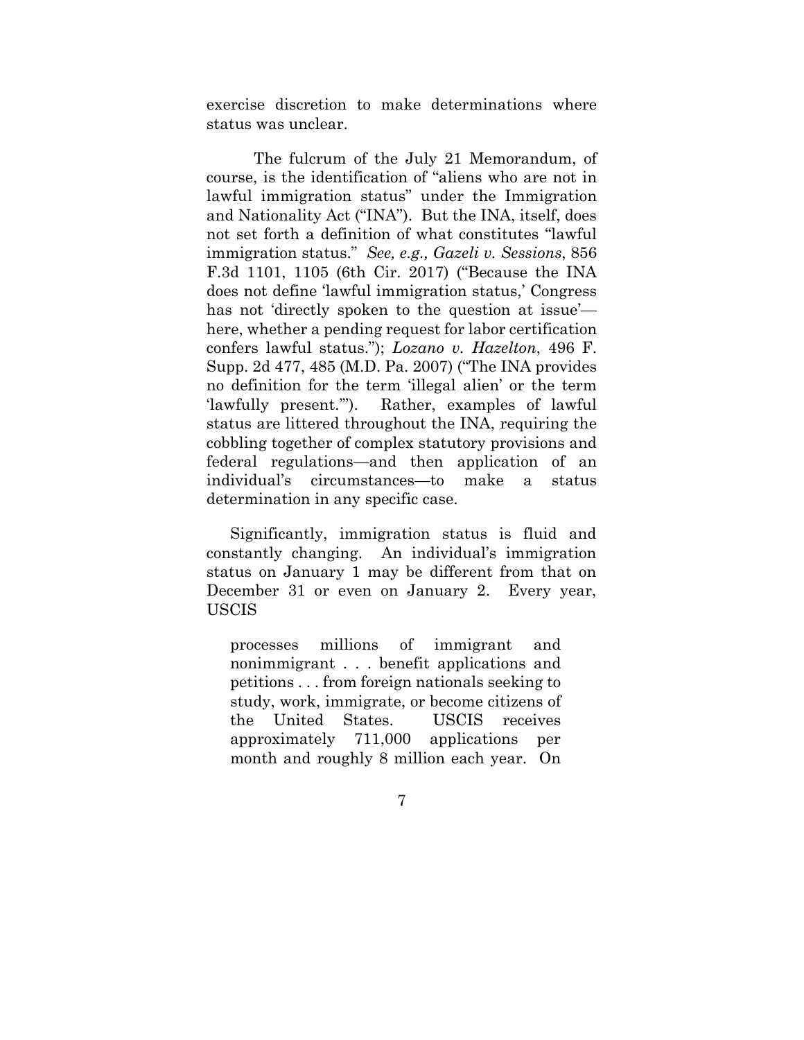exercise discretion to make determinations where status was unclear.

The fulcrum of the July 21 Memorandum, of course, is the identification of "aliens who are not in lawful immigration status" under the Immigration and Nationality Act ("INA"). But the INA, itself, does not set forth a definition of what constitutes "lawful immigration status." *See, e.g., Gazeli v. Sessions*, 856 F.3d 1101, 1105 (6th Cir. 2017) ("Because the INA does not define 'lawful immigration status,' Congress has not 'directly spoken to the question at issue'—here, whether a pending request for labor certification confers lawful status."); *Lozano v. Hazelton*, 496 F. Supp. 2d 477, 485 (M.D. Pa. 2007) ("The INA provides no definition for the term 'illegal alien' or the term 'lawfully present.'"). Rather, examples of lawful status are littered throughout the INA, requiring the cobbling together of complex statutory provisions and federal regulations—and then application of an individual's circumstances—to make a status determination in any specific case.

Significantly, immigration status is fluid and constantly changing. An individual's immigration status on January 1 may be different from that on December 31 or even on January 2. Every year, USCIS

> processes millions of immigrant and nonimmigrant . . . benefit applications and petitions . . . from foreign nationals seeking to study, work, immigrate, or become citizens of the United States. USCIS receives approximately 711,000 applications per month and roughly 8 million each year. On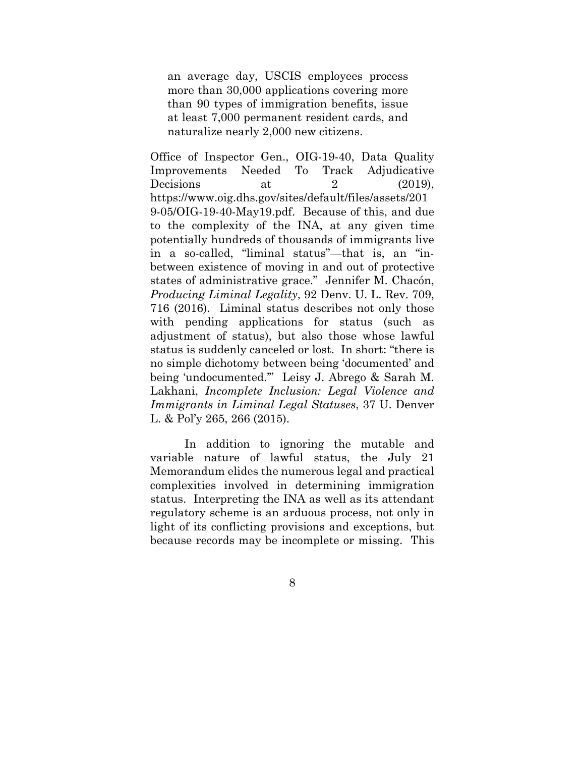> an average day, USCIS employees process more than 30,000 applications covering more than 90 types of immigration benefits, issue at least 7,000 permanent resident cards, and naturalize nearly 2,000 new citizens.

Office of Inspector Gen., OIG-19-40, Data Quality Improvements Needed To Track Adjudicative Decisions at 2 (2019), https://www.oig.dhs.gov/sites/default/files/assets/2019-05/OIG-19-40-May19.pdf. Because of this, and due to the complexity of the INA, at any given time potentially hundreds of thousands of immigrants live in a so-called, "liminal status"—that is, an "in-between existence of moving in and out of protective states of administrative grace." Jennifer M. Chacón, *Producing Liminal Legality*, 92 Denv. U. L. Rev. 709, 716 (2016). Liminal status describes not only those with pending applications for status (such as adjustment of status), but also those whose lawful status is suddenly canceled or lost. In short: "there is no simple dichotomy between being 'documented' and being 'undocumented.'" Leisy J. Abrego & Sarah M. Lakhani, *Incomplete Inclusion: Legal Violence and Immigrants in Liminal Legal Statuses*, 37 U. Denver L. & Pol'y 265, 266 (2015).

In addition to ignoring the mutable and variable nature of lawful status, the July 21 Memorandum elides the numerous legal and practical complexities involved in determining immigration status. Interpreting the INA as well as its attendant regulatory scheme is an arduous process, not only in light of its conflicting provisions and exceptions, but because records may be incomplete or missing. This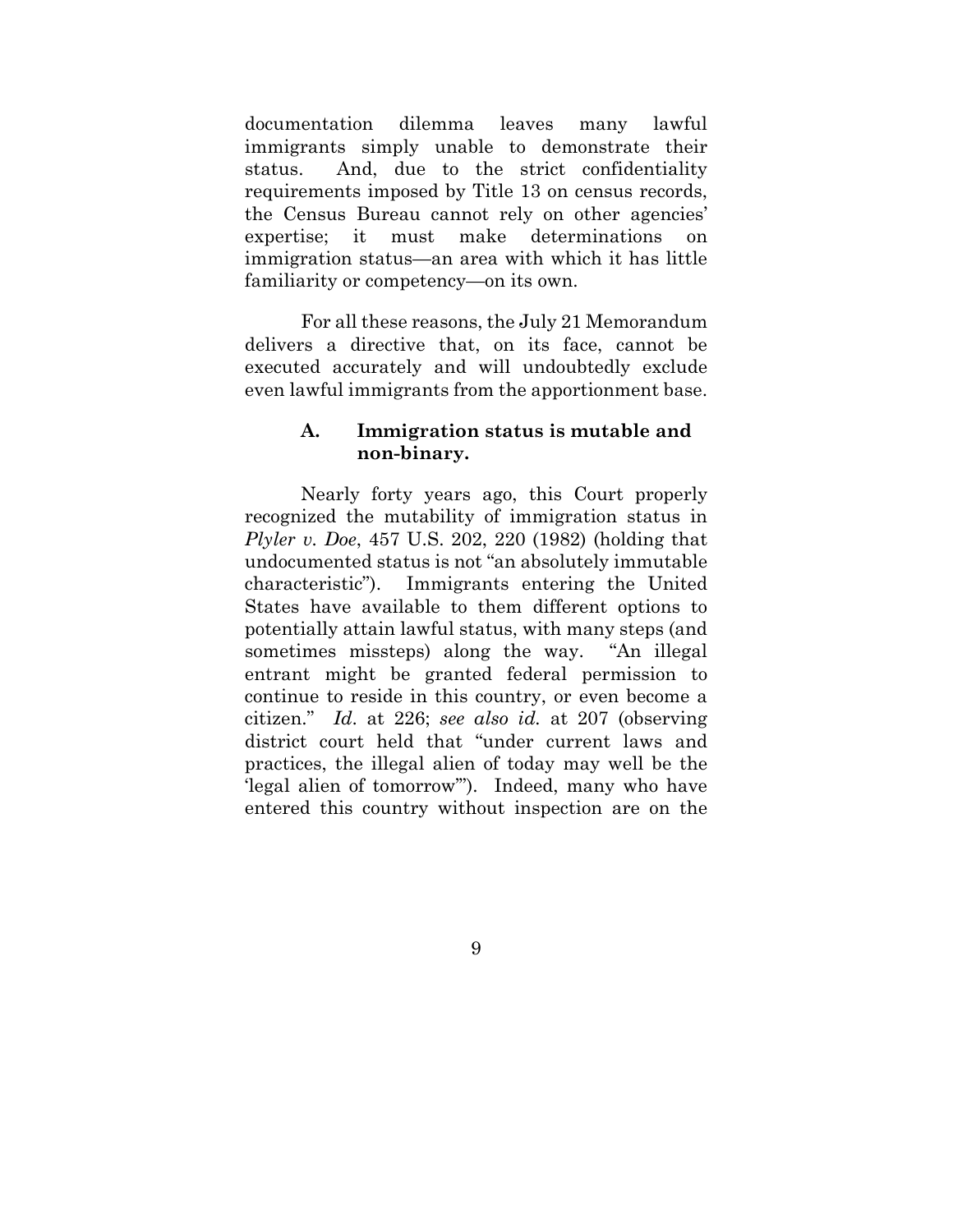documentation dilemma leaves many lawful immigrants simply unable to demonstrate their status. And, due to the strict confidentiality requirements imposed by Title 13 on census records, the Census Bureau cannot rely on other agencies' expertise; it must make determinations on immigration status—an area with which it has little familiarity or competency—on its own.

For all these reasons, the July 21 Memorandum delivers a directive that, on its face, cannot be executed accurately and will undoubtedly exclude even lawful immigrants from the apportionment base.

### A. Immigration status is mutable and non-binary.

Nearly forty years ago, this Court properly recognized the mutability of immigration status in *Plyler v. Doe*, 457 U.S. 202, 220 (1982) (holding that undocumented status is not "an absolutely immutable characteristic"). Immigrants entering the United States have available to them different options to potentially attain lawful status, with many steps (and sometimes missteps) along the way. "An illegal entrant might be granted federal permission to continue to reside in this country, or even become a citizen." *Id*. at 226; *see also id.* at 207 (observing district court held that "under current laws and practices, the illegal alien of today may well be the 'legal alien of tomorrow'"). Indeed, many who have entered this country without inspection are on the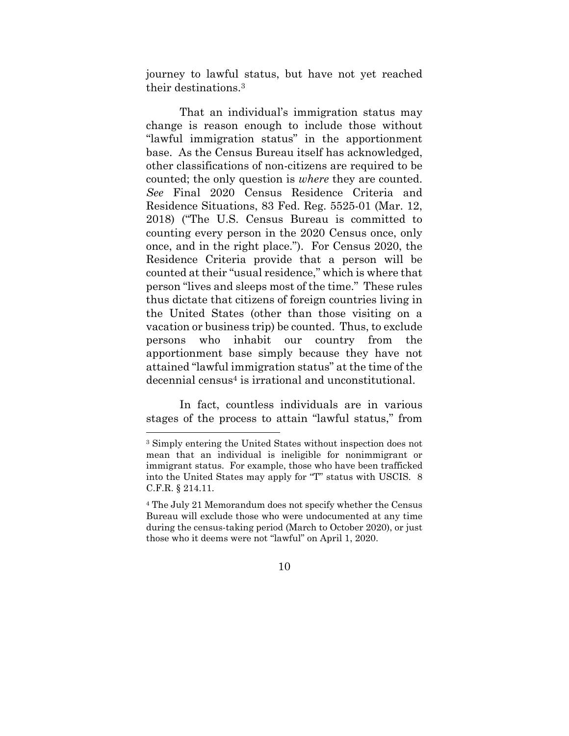journey to lawful status, but have not yet reached their destinations.[3]

That an individual's immigration status may change is reason enough to include those without "lawful immigration status" in the apportionment base. As the Census Bureau itself has acknowledged, other classifications of non-citizens are required to be counted; the only question is *where* they are counted. *See* Final 2020 Census Residence Criteria and Residence Situations, 83 Fed. Reg. 5525-01 (Mar. 12, 2018) ("The U.S. Census Bureau is committed to counting every person in the 2020 Census once, only once, and in the right place."). For Census 2020, the Residence Criteria provide that a person will be counted at their "usual residence," which is where that person "lives and sleeps most of the time." These rules thus dictate that citizens of foreign countries living in the United States (other than those visiting on a vacation or business trip) be counted. Thus, to exclude persons who inhabit our country from the apportionment base simply because they have not attained "lawful immigration status" at the time of the decennial census[4] is irrational and unconstitutional.

In fact, countless individuals are in various stages of the process to attain "lawful status," from

---

[3] Simply entering the United States without inspection does not mean that an individual is ineligible for nonimmigrant or immigrant status. For example, those who have been trafficked into the United States may apply for "T" status with USCIS. 8 C.F.R. § 214.11.

[4] The July 21 Memorandum does not specify whether the Census Bureau will exclude those who were undocumented at any time during the census-taking period (March to October 2020), or just those who it deems were not "lawful" on April 1, 2020.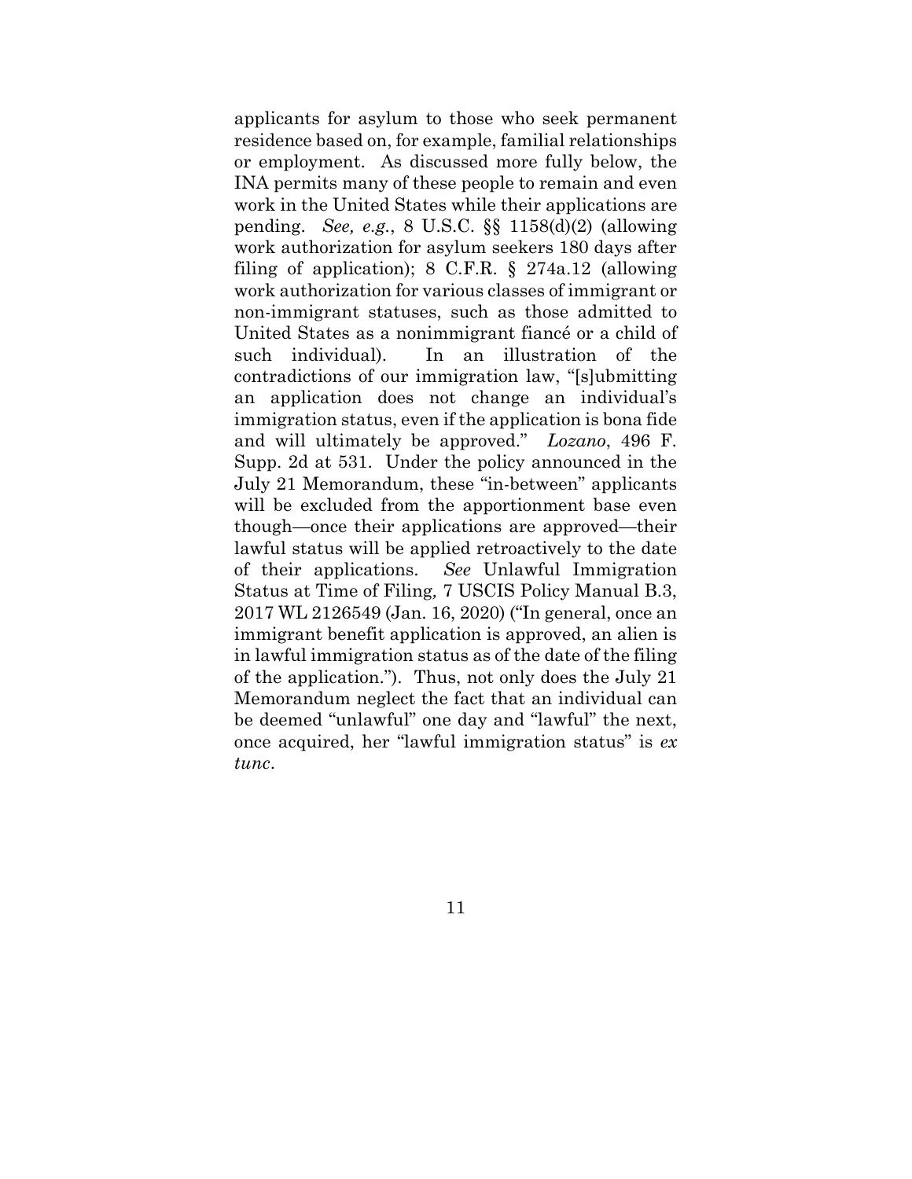applicants for asylum to those who seek permanent residence based on, for example, familial relationships or employment. As discussed more fully below, the INA permits many of these people to remain and even work in the United States while their applications are pending. *See, e.g.*, 8 U.S.C. §§ 1158(d)(2) (allowing work authorization for asylum seekers 180 days after filing of application); 8 C.F.R. § 274a.12 (allowing work authorization for various classes of immigrant or non-immigrant statuses, such as those admitted to United States as a nonimmigrant fiancé or a child of such individual). In an illustration of the contradictions of our immigration law, "[s]ubmitting an application does not change an individual's immigration status, even if the application is bona fide and will ultimately be approved." *Lozano*, 496 F. Supp. 2d at 531. Under the policy announced in the July 21 Memorandum, these "in-between" applicants will be excluded from the apportionment base even though—once their applications are approved—their lawful status will be applied retroactively to the date of their applications. *See* Unlawful Immigration Status at Time of Filing*,* 7 USCIS Policy Manual B.3, 2017 WL 2126549 (Jan. 16, 2020) ("In general, once an immigrant benefit application is approved, an alien is in lawful immigration status as of the date of the filing of the application."). Thus, not only does the July 21 Memorandum neglect the fact that an individual can be deemed "unlawful" one day and "lawful" the next, once acquired, her "lawful immigration status" is *ex tunc*.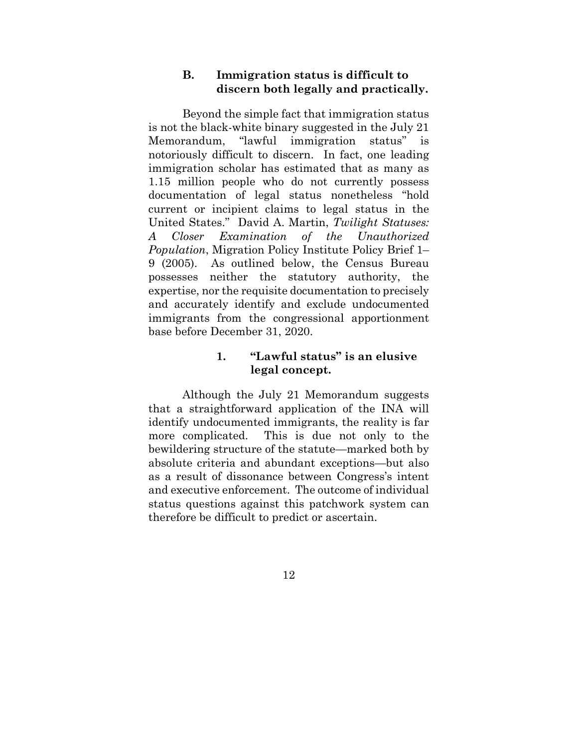### B. Immigration status is difficult to discern both legally and practically.

Beyond the simple fact that immigration status is not the black-white binary suggested in the July 21 Memorandum, "lawful immigration status" is notoriously difficult to discern. In fact, one leading immigration scholar has estimated that as many as 1.15 million people who do not currently possess documentation of legal status nonetheless "hold current or incipient claims to legal status in the United States." David A. Martin, *Twilight Statuses: A Closer Examination of the Unauthorized Population*, Migration Policy Institute Policy Brief 1–9 (2005). As outlined below, the Census Bureau possesses neither the statutory authority, the expertise, nor the requisite documentation to precisely and accurately identify and exclude undocumented immigrants from the congressional apportionment base before December 31, 2020.

#### 1. "Lawful status" is an elusive legal concept.

Although the July 21 Memorandum suggests that a straightforward application of the INA will identify undocumented immigrants, the reality is far more complicated. This is due not only to the bewildering structure of the statute—marked both by absolute criteria and abundant exceptions—but also as a result of dissonance between Congress's intent and executive enforcement. The outcome of individual status questions against this patchwork system can therefore be difficult to predict or ascertain.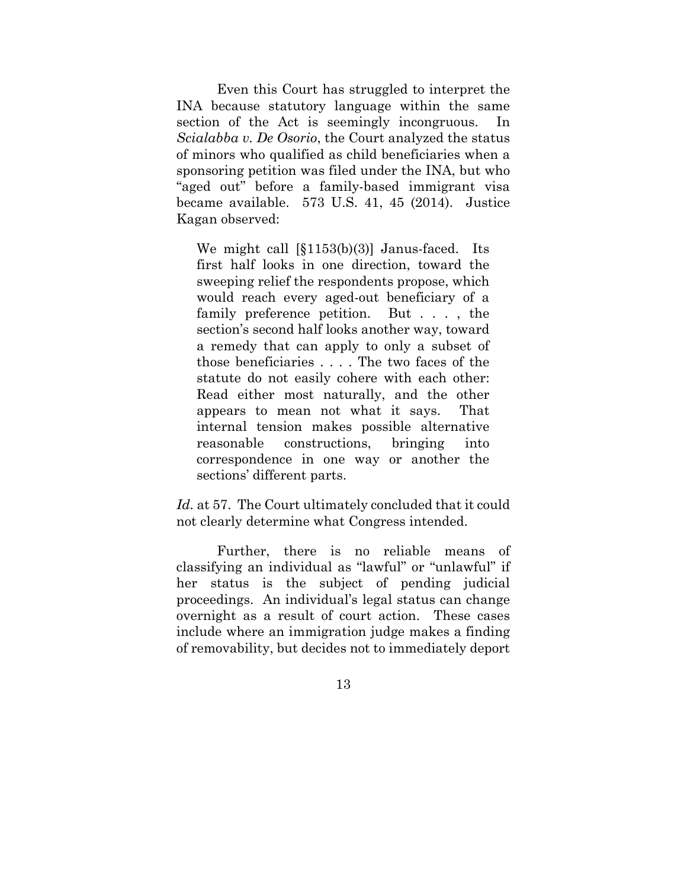Even this Court has struggled to interpret the INA because statutory language within the same section of the Act is seemingly incongruous. In *Scialabba v. De Osorio*, the Court analyzed the status of minors who qualified as child beneficiaries when a sponsoring petition was filed under the INA, but who "aged out" before a family-based immigrant visa became available. 573 U.S. 41, 45 (2014). Justice Kagan observed:

> We might call [§1153(b)(3)] Janus-faced. Its first half looks in one direction, toward the sweeping relief the respondents propose, which would reach every aged-out beneficiary of a family preference petition. But . . . , the section's second half looks another way, toward a remedy that can apply to only a subset of those beneficiaries . . . . The two faces of the statute do not easily cohere with each other: Read either most naturally, and the other appears to mean not what it says. That internal tension makes possible alternative reasonable constructions, bringing into correspondence in one way or another the sections' different parts.

*Id.* at 57. The Court ultimately concluded that it could not clearly determine what Congress intended.

Further, there is no reliable means of classifying an individual as "lawful" or "unlawful" if her status is the subject of pending judicial proceedings. An individual's legal status can change overnight as a result of court action. These cases include where an immigration judge makes a finding of removability, but decides not to immediately deport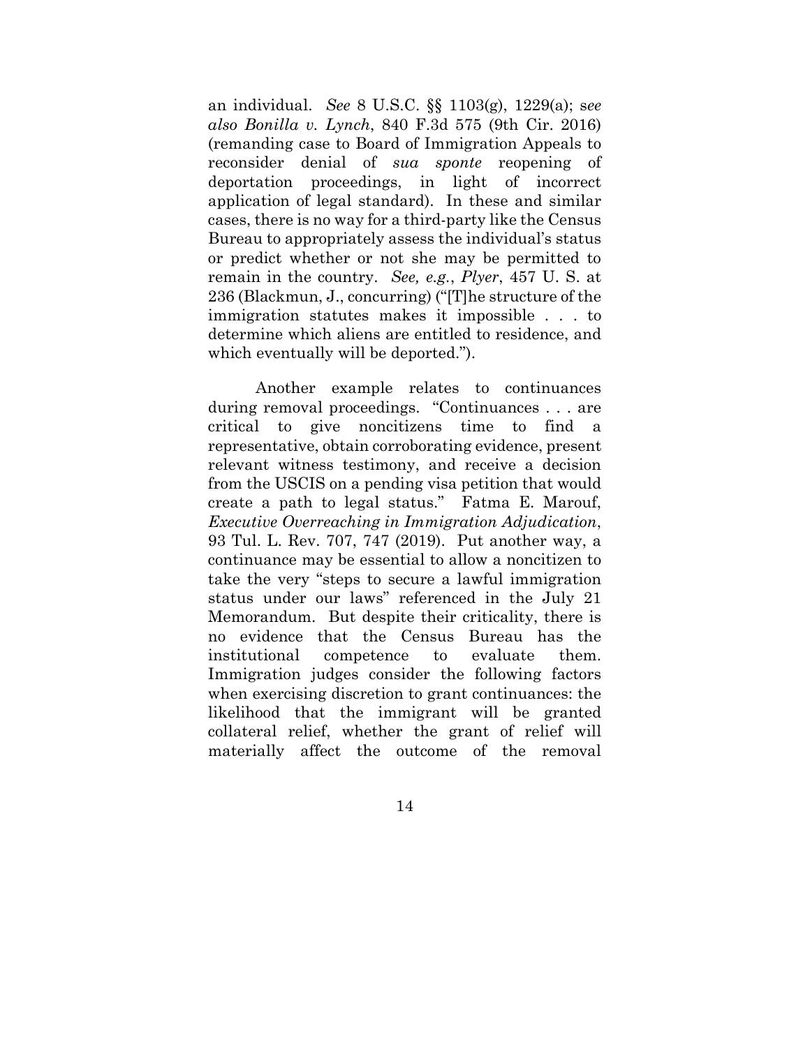an individual. *See* 8 U.S.C. §§ 1103(g), 1229(a); *see also Bonilla v. Lynch*, 840 F.3d 575 (9th Cir. 2016) (remanding case to Board of Immigration Appeals to reconsider denial of *sua sponte* reopening of deportation proceedings, in light of incorrect application of legal standard). In these and similar cases, there is no way for a third-party like the Census Bureau to appropriately assess the individual's status or predict whether or not she may be permitted to remain in the country. *See, e.g.*, *Plyer*, 457 U. S. at 236 (Blackmun, J., concurring) ("[T]he structure of the immigration statutes makes it impossible . . . to determine which aliens are entitled to residence, and which eventually will be deported.").

Another example relates to continuances during removal proceedings. "Continuances . . . are critical to give noncitizens time to find a representative, obtain corroborating evidence, present relevant witness testimony, and receive a decision from the USCIS on a pending visa petition that would create a path to legal status." Fatma E. Marouf, *Executive Overreaching in Immigration Adjudication*, 93 Tul. L. Rev. 707, 747 (2019). Put another way, a continuance may be essential to allow a noncitizen to take the very "steps to secure a lawful immigration status under our laws" referenced in the July 21 Memorandum. But despite their criticality, there is no evidence that the Census Bureau has the institutional competence to evaluate them. Immigration judges consider the following factors when exercising discretion to grant continuances: the likelihood that the immigrant will be granted collateral relief, whether the grant of relief will materially affect the outcome of the removal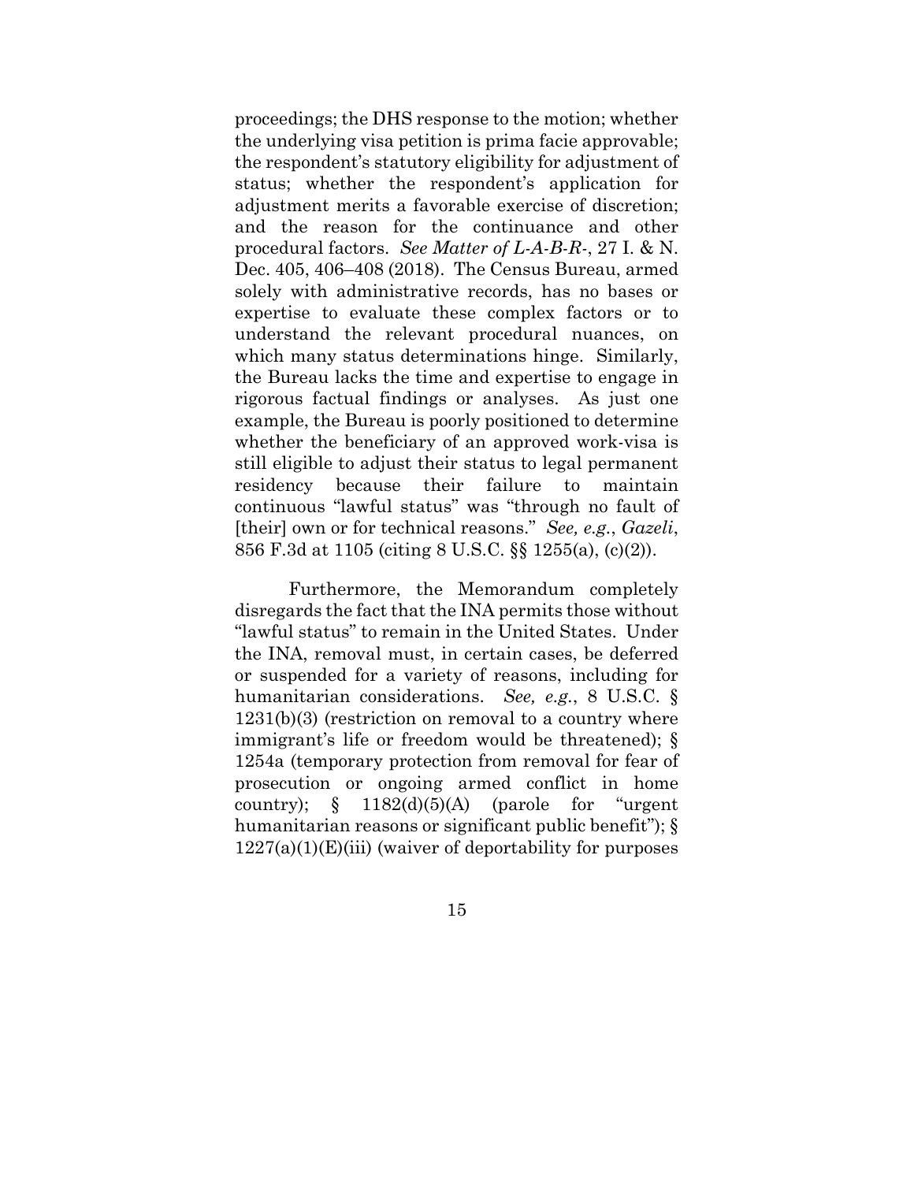proceedings; the DHS response to the motion; whether the underlying visa petition is prima facie approvable; the respondent's statutory eligibility for adjustment of status; whether the respondent's application for adjustment merits a favorable exercise of discretion; and the reason for the continuance and other procedural factors. *See Matter of L-A-B-R-*, 27 I. & N. Dec. 405, 406–408 (2018). The Census Bureau, armed solely with administrative records, has no bases or expertise to evaluate these complex factors or to understand the relevant procedural nuances, on which many status determinations hinge. Similarly, the Bureau lacks the time and expertise to engage in rigorous factual findings or analyses. As just one example, the Bureau is poorly positioned to determine whether the beneficiary of an approved work-visa is still eligible to adjust their status to legal permanent residency because their failure to maintain continuous "lawful status" was "through no fault of [their] own or for technical reasons." *See, e.g.*, *Gazeli*, 856 F.3d at 1105 (citing 8 U.S.C. §§ 1255(a), (c)(2)).

Furthermore, the Memorandum completely disregards the fact that the INA permits those without "lawful status" to remain in the United States. Under the INA, removal must, in certain cases, be deferred or suspended for a variety of reasons, including for humanitarian considerations. *See, e.g.*, 8 U.S.C. § 1231(b)(3) (restriction on removal to a country where immigrant's life or freedom would be threatened); § 1254a (temporary protection from removal for fear of prosecution or ongoing armed conflict in home country); § 1182(d)(5)(A) (parole for "urgent humanitarian reasons or significant public benefit"); § 1227(a)(1)(E)(iii) (waiver of deportability for purposes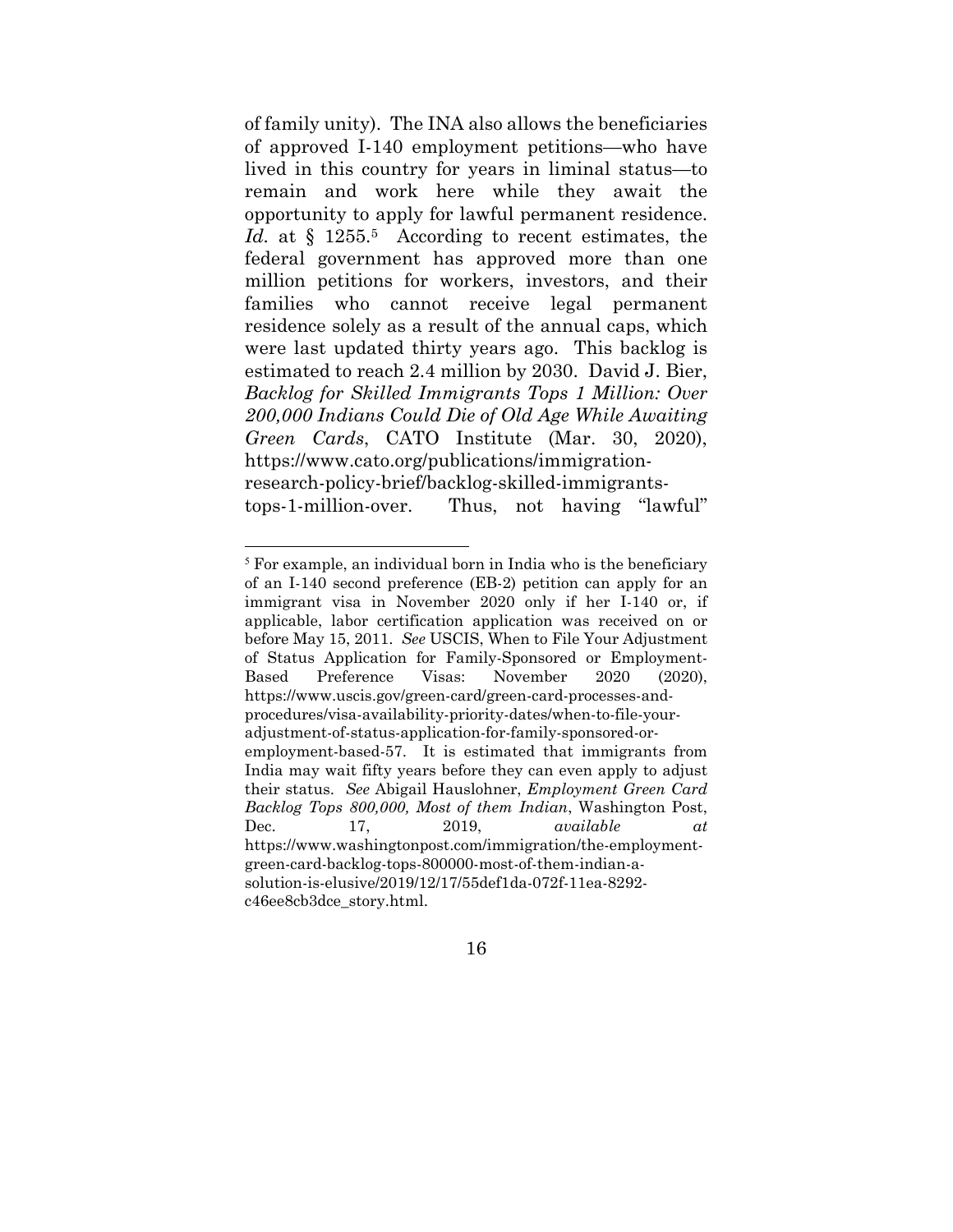of family unity). The INA also allows the beneficiaries of approved I-140 employment petitions—who have lived in this country for years in liminal status—to remain and work here while they await the opportunity to apply for lawful permanent residence. *Id.* at § 1255.[5] According to recent estimates, the federal government has approved more than one million petitions for workers, investors, and their families who cannot receive legal permanent residence solely as a result of the annual caps, which were last updated thirty years ago. This backlog is estimated to reach 2.4 million by 2030. David J. Bier, *Backlog for Skilled Immigrants Tops 1 Million: Over 200,000 Indians Could Die of Old Age While Awaiting Green Cards*, CATO Institute (Mar. 30, 2020), https://www.cato.org/publications/immigration-research-policy-brief/backlog-skilled-immigrants-tops-1-million-over. Thus, not having "lawful"

---

[5] For example, an individual born in India who is the beneficiary of an I-140 second preference (EB-2) petition can apply for an immigrant visa in November 2020 only if her I-140 or, if applicable, labor certification application was received on or before May 15, 2011. *See* USCIS, When to File Your Adjustment of Status Application for Family-Sponsored or Employment-Based Preference Visas: November 2020 (2020), https://www.uscis.gov/green-card/green-card-processes-and-procedures/visa-availability-priority-dates/when-to-file-your-adjustment-of-status-application-for-family-sponsored-or-employment-based-57. It is estimated that immigrants from India may wait fifty years before they can even apply to adjust their status. *See* Abigail Hauslohner, *Employment Green Card Backlog Tops 800,000, Most of them Indian*, Washington Post, Dec. 17, 2019, *available at* https://www.washingtonpost.com/immigration/the-employment-green-card-backlog-tops-800000-most-of-them-indian-a-solution-is-elusive/2019/12/17/55def1da-072f-11ea-8292-c46ee8cb3dce_story.html.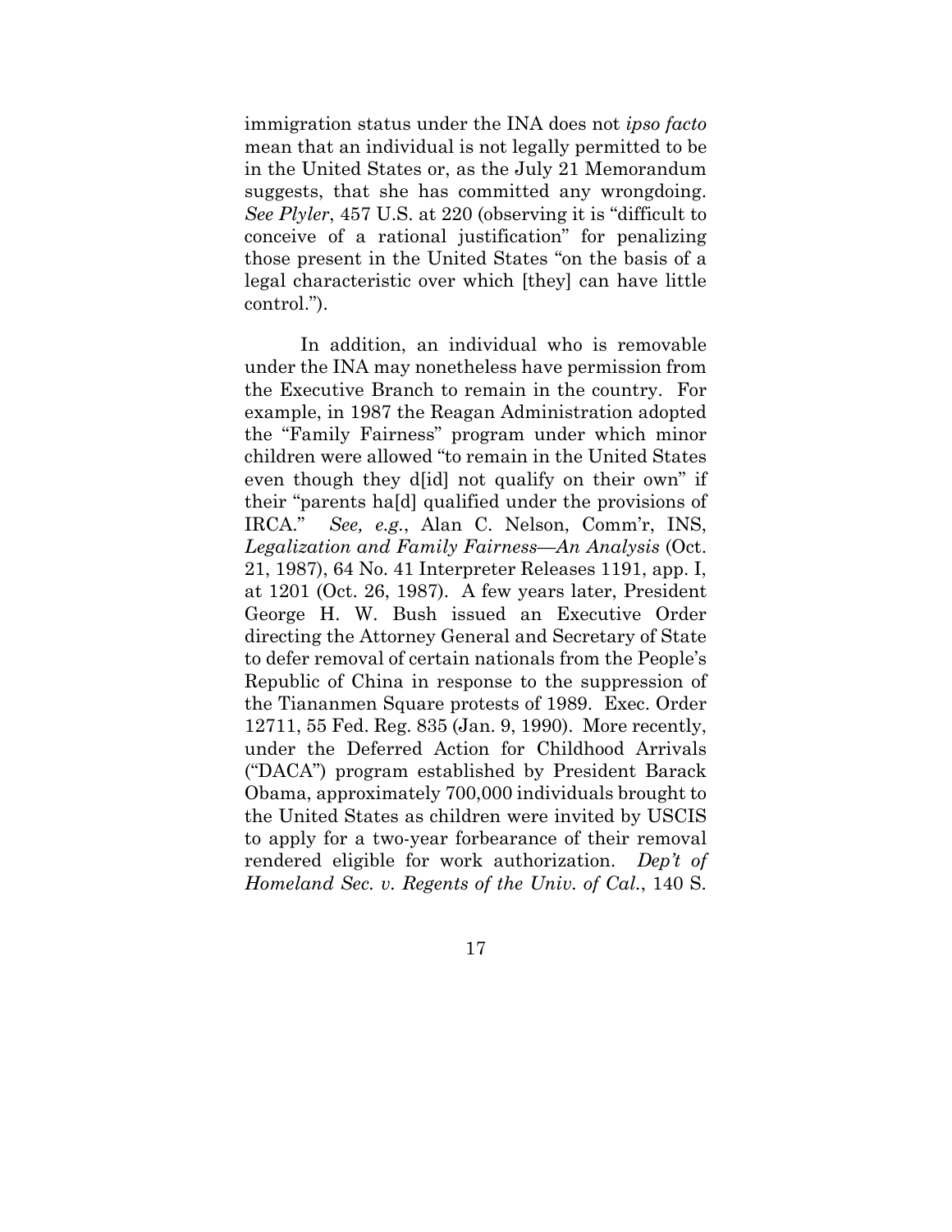immigration status under the INA does not *ipso facto* mean that an individual is not legally permitted to be in the United States or, as the July 21 Memorandum suggests, that she has committed any wrongdoing. *See Plyler*, 457 U.S. at 220 (observing it is "difficult to conceive of a rational justification" for penalizing those present in the United States "on the basis of a legal characteristic over which [they] can have little control.").

In addition, an individual who is removable under the INA may nonetheless have permission from the Executive Branch to remain in the country. For example, in 1987 the Reagan Administration adopted the "Family Fairness" program under which minor children were allowed "to remain in the United States even though they d[id] not qualify on their own" if their "parents ha[d] qualified under the provisions of IRCA." *See, e.g.*, Alan C. Nelson, Comm'r, INS, *Legalization and Family Fairness—An Analysis* (Oct. 21, 1987), 64 No. 41 Interpreter Releases 1191, app. I, at 1201 (Oct. 26, 1987). A few years later, President George H. W. Bush issued an Executive Order directing the Attorney General and Secretary of State to defer removal of certain nationals from the People's Republic of China in response to the suppression of the Tiananmen Square protests of 1989. Exec. Order 12711, 55 Fed. Reg. 835 (Jan. 9, 1990). More recently, under the Deferred Action for Childhood Arrivals ("DACA") program established by President Barack Obama, approximately 700,000 individuals brought to the United States as children were invited by USCIS to apply for a two-year forbearance of their removal rendered eligible for work authorization. *Dep't of Homeland Sec. v. Regents of the Univ. of Cal.*, 140 S.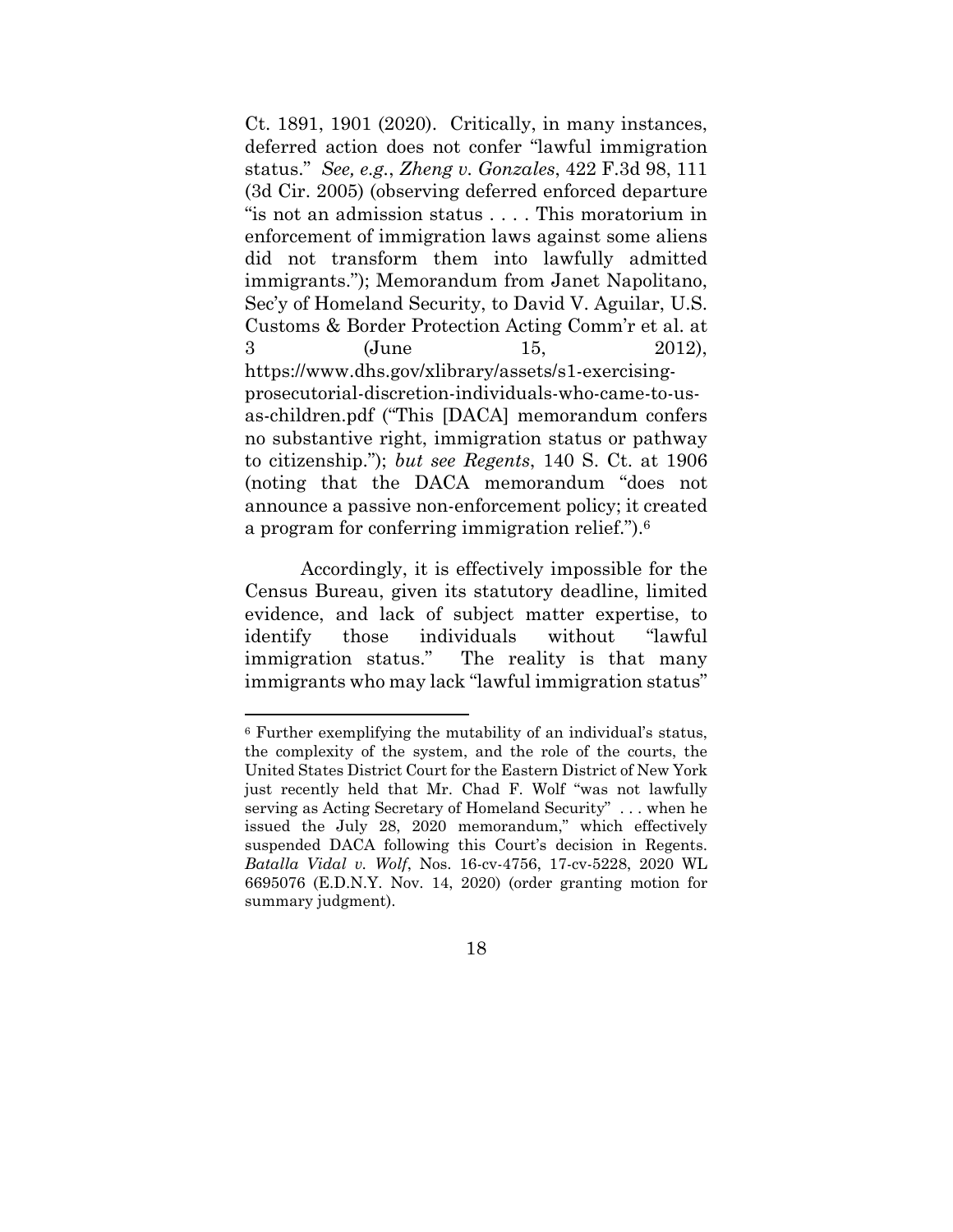Ct. 1891, 1901 (2020). Critically, in many instances, deferred action does not confer "lawful immigration status." *See, e.g.*, *Zheng v. Gonzales*, 422 F.3d 98, 111 (3d Cir. 2005) (observing deferred enforced departure "is not an admission status . . . . This moratorium in enforcement of immigration laws against some aliens did not transform them into lawfully admitted immigrants."); Memorandum from Janet Napolitano, Sec'y of Homeland Security, to David V. Aguilar, U.S. Customs & Border Protection Acting Comm'r et al. at 3 (June 15, 2012), https://www.dhs.gov/xlibrary/assets/s1-exercising-prosecutorial-discretion-individuals-who-came-to-us-as-children.pdf ("This [DACA] memorandum confers no substantive right, immigration status or pathway to citizenship."); *but see Regents*, 140 S. Ct. at 1906 (noting that the DACA memorandum "does not announce a passive non-enforcement policy; it created a program for conferring immigration relief.").[6]

Accordingly, it is effectively impossible for the Census Bureau, given its statutory deadline, limited evidence, and lack of subject matter expertise, to identify those individuals without "lawful immigration status." The reality is that many immigrants who may lack "lawful immigration status"

---

[6] Further exemplifying the mutability of an individual's status, the complexity of the system, and the role of the courts, the United States District Court for the Eastern District of New York just recently held that Mr. Chad F. Wolf "was not lawfully serving as Acting Secretary of Homeland Security" . . . when he issued the July 28, 2020 memorandum," which effectively suspended DACA following this Court's decision in Regents. *Batalla Vidal v. Wolf*, Nos. 16-cv-4756, 17-cv-5228, 2020 WL 6695076 (E.D.N.Y. Nov. 14, 2020) (order granting motion for summary judgment).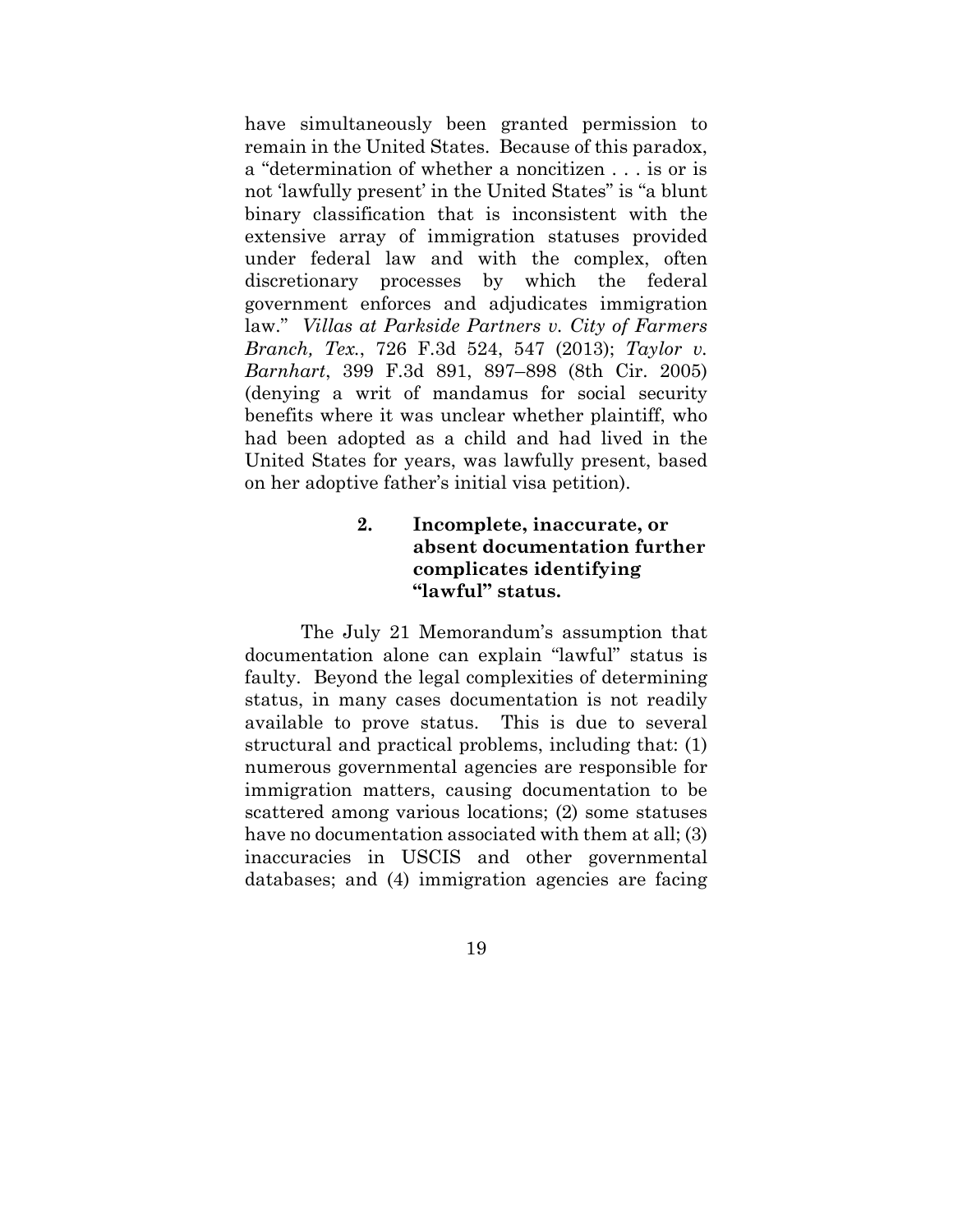have simultaneously been granted permission to remain in the United States. Because of this paradox, a "determination of whether a noncitizen . . . is or is not 'lawfully present' in the United States" is "a blunt binary classification that is inconsistent with the extensive array of immigration statuses provided under federal law and with the complex, often discretionary processes by which the federal government enforces and adjudicates immigration law." *Villas at Parkside Partners v. City of Farmers Branch, Tex.*, 726 F.3d 524, 547 (2013); *Taylor v. Barnhart*, 399 F.3d 891, 897–898 (8th Cir. 2005) (denying a writ of mandamus for social security benefits where it was unclear whether plaintiff, who had been adopted as a child and had lived in the United States for years, was lawfully present, based on her adoptive father's initial visa petition).

#### 2. Incomplete, inaccurate, or absent documentation further complicates identifying "lawful" status.

The July 21 Memorandum's assumption that documentation alone can explain "lawful" status is faulty. Beyond the legal complexities of determining status, in many cases documentation is not readily available to prove status. This is due to several structural and practical problems, including that: (1) numerous governmental agencies are responsible for immigration matters, causing documentation to be scattered among various locations; (2) some statuses have no documentation associated with them at all; (3) inaccuracies in USCIS and other governmental databases; and (4) immigration agencies are facing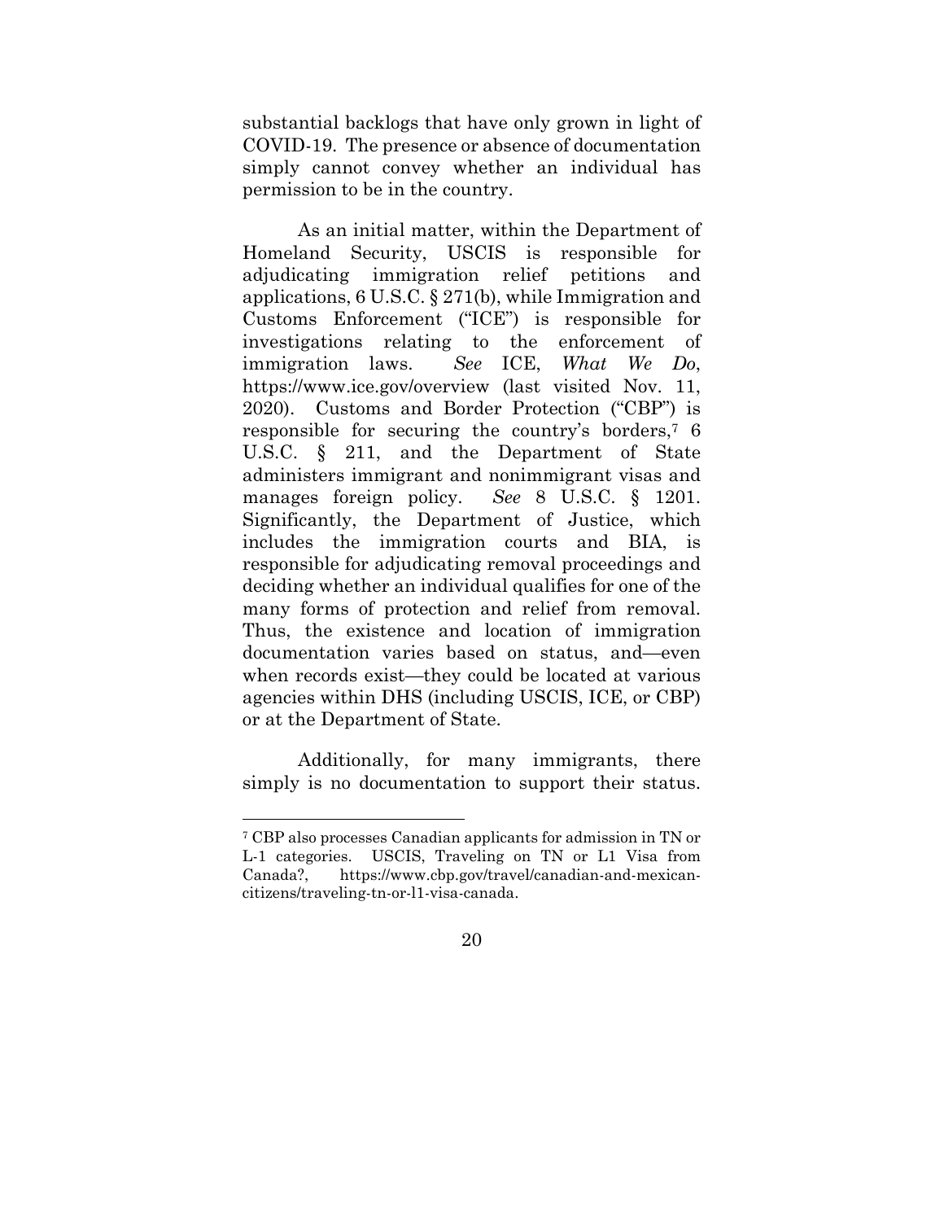substantial backlogs that have only grown in light of COVID-19. The presence or absence of documentation simply cannot convey whether an individual has permission to be in the country.

As an initial matter, within the Department of Homeland Security, USCIS is responsible for adjudicating immigration relief petitions and applications, 6 U.S.C. § 271(b), while Immigration and Customs Enforcement ("ICE") is responsible for investigations relating to the enforcement of immigration laws. *See* ICE, *What We Do*, https://www.ice.gov/overview (last visited Nov. 11, 2020). Customs and Border Protection ("CBP") is responsible for securing the country's borders,[7] 6 U.S.C. § 211, and the Department of State administers immigrant and nonimmigrant visas and manages foreign policy. *See* 8 U.S.C. § 1201. Significantly, the Department of Justice, which includes the immigration courts and BIA, is responsible for adjudicating removal proceedings and deciding whether an individual qualifies for one of the many forms of protection and relief from removal. Thus, the existence and location of immigration documentation varies based on status, and—even when records exist—they could be located at various agencies within DHS (including USCIS, ICE, or CBP) or at the Department of State.

Additionally, for many immigrants, there simply is no documentation to support their status.

---

[7] CBP also processes Canadian applicants for admission in TN or L-1 categories. USCIS, Traveling on TN or L1 Visa from Canada?, https://www.cbp.gov/travel/canadian-and-mexican-citizens/traveling-tn-or-l1-visa-canada.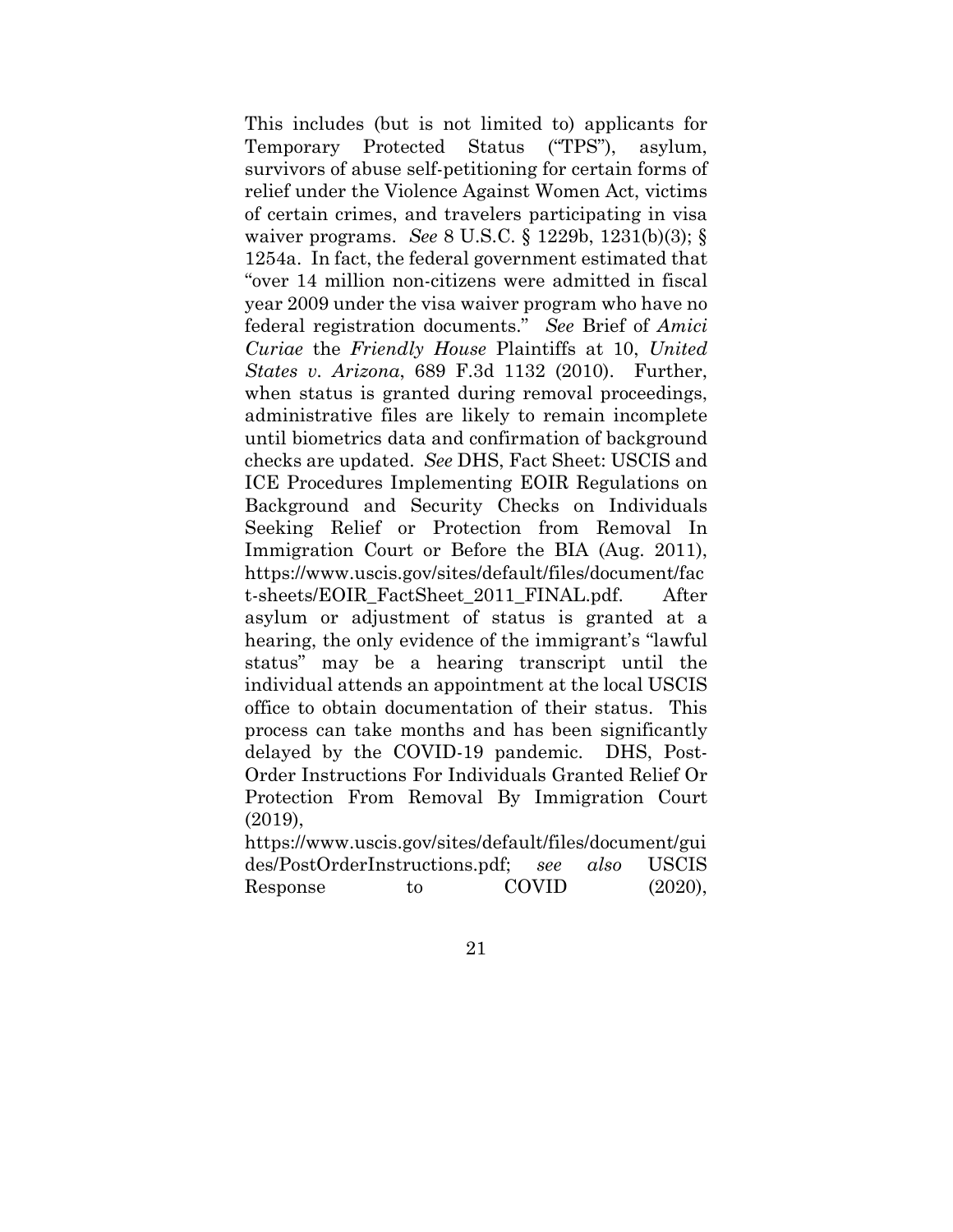This includes (but is not limited to) applicants for Temporary Protected Status ("TPS"), asylum, survivors of abuse self-petitioning for certain forms of relief under the Violence Against Women Act, victims of certain crimes, and travelers participating in visa waiver programs. *See* 8 U.S.C. § 1229b, 1231(b)(3); § 1254a. In fact, the federal government estimated that "over 14 million non-citizens were admitted in fiscal year 2009 under the visa waiver program who have no federal registration documents." *See* Brief of *Amici Curiae* the *Friendly House* Plaintiffs at 10, *United States v. Arizona*, 689 F.3d 1132 (2010). Further, when status is granted during removal proceedings, administrative files are likely to remain incomplete until biometrics data and confirmation of background checks are updated. *See* DHS, Fact Sheet: USCIS and ICE Procedures Implementing EOIR Regulations on Background and Security Checks on Individuals Seeking Relief or Protection from Removal In Immigration Court or Before the BIA (Aug. 2011), https://www.uscis.gov/sites/default/files/document/fact-sheets/EOIR_FactSheet_2011_FINAL.pdf. After asylum or adjustment of status is granted at a hearing, the only evidence of the immigrant's "lawful status" may be a hearing transcript until the individual attends an appointment at the local USCIS office to obtain documentation of their status. This process can take months and has been significantly delayed by the COVID-19 pandemic. DHS, Post-Order Instructions For Individuals Granted Relief Or Protection From Removal By Immigration Court (2019), https://www.uscis.gov/sites/default/files/document/guides/PostOrderInstructions.pdf; *see also* USCIS Response to COVID (2020),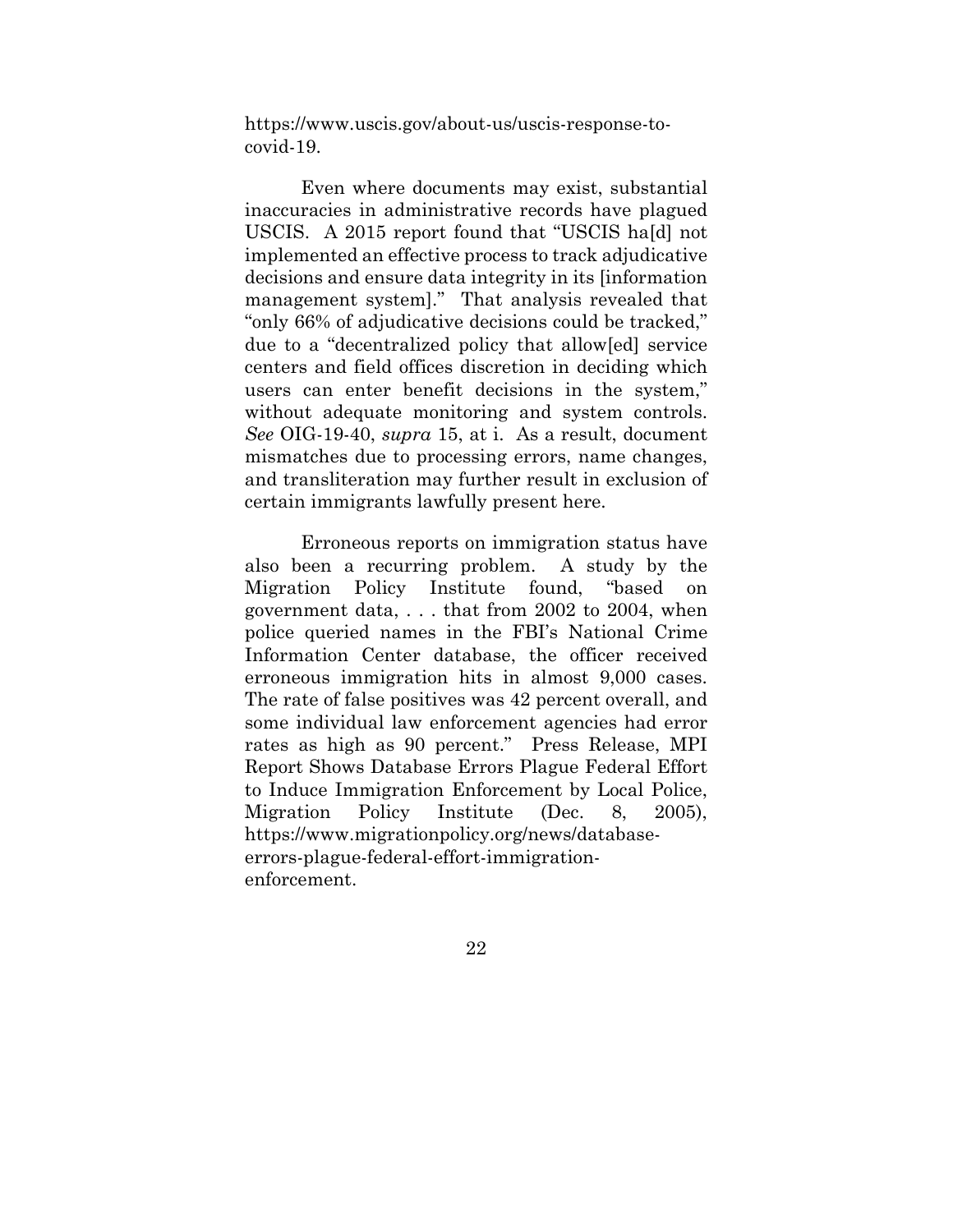https://www.uscis.gov/about-us/uscis-response-to-covid-19.

Even where documents may exist, substantial inaccuracies in administrative records have plagued USCIS. A 2015 report found that "USCIS ha[d] not implemented an effective process to track adjudicative decisions and ensure data integrity in its [information management system]." That analysis revealed that "only 66% of adjudicative decisions could be tracked," due to a "decentralized policy that allow[ed] service centers and field offices discretion in deciding which users can enter benefit decisions in the system," without adequate monitoring and system controls. *See* OIG-19-40, *supra* 15, at i. As a result, document mismatches due to processing errors, name changes, and transliteration may further result in exclusion of certain immigrants lawfully present here.

Erroneous reports on immigration status have also been a recurring problem. A study by the Migration Policy Institute found, "based on government data, . . . that from 2002 to 2004, when police queried names in the FBI's National Crime Information Center database, the officer received erroneous immigration hits in almost 9,000 cases. The rate of false positives was 42 percent overall, and some individual law enforcement agencies had error rates as high as 90 percent." Press Release, MPI Report Shows Database Errors Plague Federal Effort to Induce Immigration Enforcement by Local Police, Migration Policy Institute (Dec. 8, 2005), https://www.migrationpolicy.org/news/database-errors-plague-federal-effort-immigration-enforcement.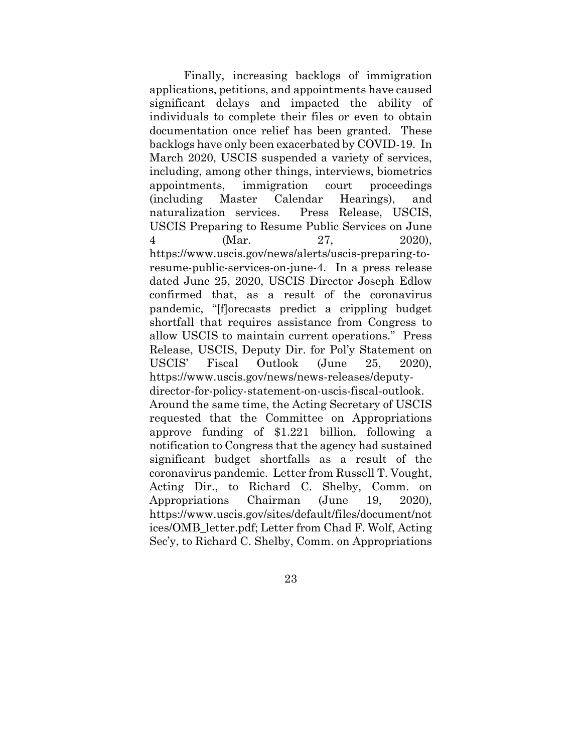Finally, increasing backlogs of immigration applications, petitions, and appointments have caused significant delays and impacted the ability of individuals to complete their files or even to obtain documentation once relief has been granted. These backlogs have only been exacerbated by COVID-19. In March 2020, USCIS suspended a variety of services, including, among other things, interviews, biometrics appointments, immigration court proceedings (including Master Calendar Hearings), and naturalization services. Press Release, USCIS, USCIS Preparing to Resume Public Services on June 4 (Mar. 27, 2020), https://www.uscis.gov/news/alerts/uscis-preparing-to-resume-public-services-on-june-4. In a press release dated June 25, 2020, USCIS Director Joseph Edlow confirmed that, as a result of the coronavirus pandemic, "[f]orecasts predict a crippling budget shortfall that requires assistance from Congress to allow USCIS to maintain current operations." Press Release, USCIS, Deputy Dir. for Pol'y Statement on USCIS' Fiscal Outlook (June 25, 2020), https://www.uscis.gov/news/news-releases/deputy-director-for-policy-statement-on-uscis-fiscal-outlook. Around the same time, the Acting Secretary of USCIS requested that the Committee on Appropriations approve funding of $1.221 billion, following a notification to Congress that the agency had sustained significant budget shortfalls as a result of the coronavirus pandemic. Letter from Russell T. Vought, Acting Dir., to Richard C. Shelby, Comm. on Appropriations Chairman (June 19, 2020), https://www.uscis.gov/sites/default/files/document/notices/OMB_letter.pdf; Letter from Chad F. Wolf, Acting Sec'y, to Richard C. Shelby, Comm. on Appropriations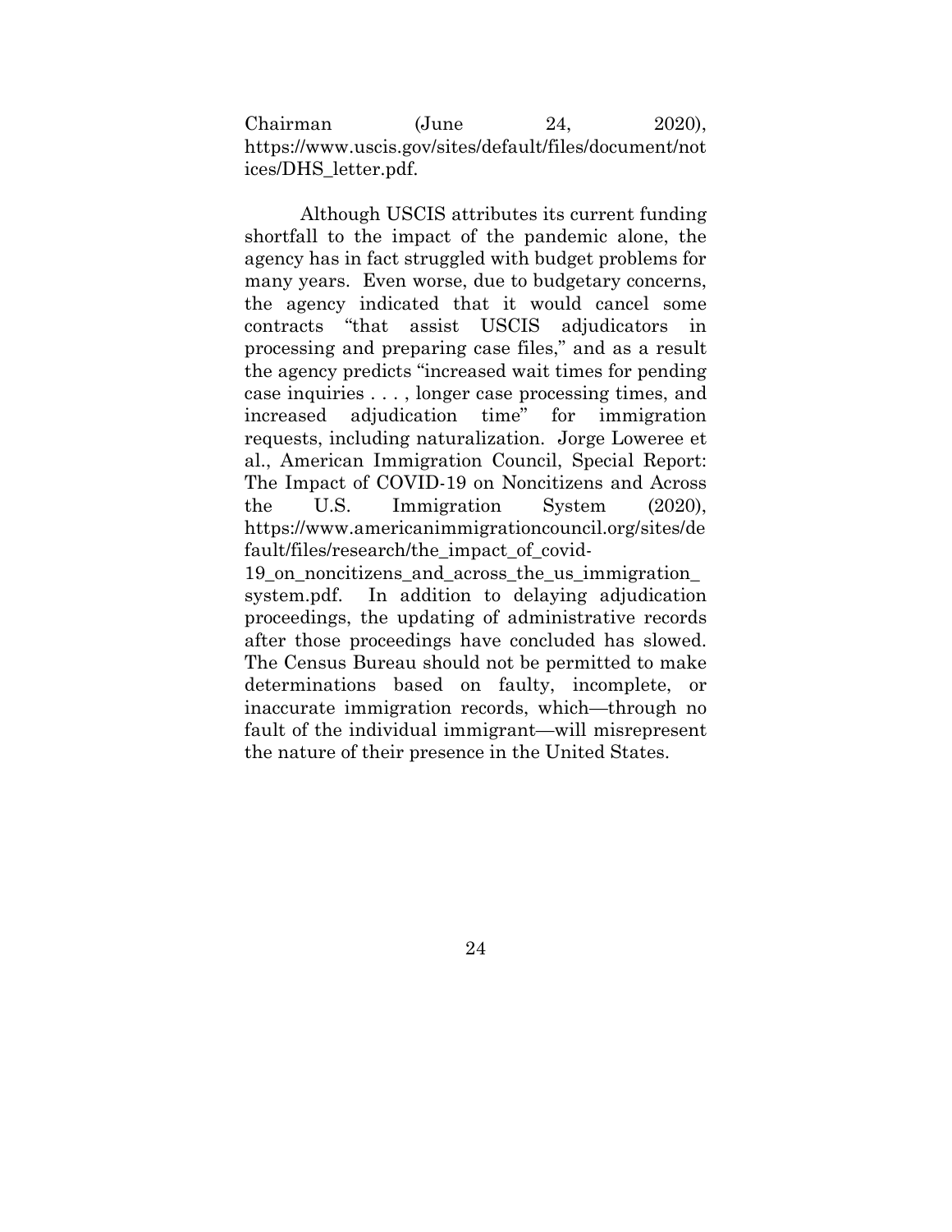Chairman (June 24, 2020), https://www.uscis.gov/sites/default/files/document/notices/DHS_letter.pdf.

Although USCIS attributes its current funding shortfall to the impact of the pandemic alone, the agency has in fact struggled with budget problems for many years. Even worse, due to budgetary concerns, the agency indicated that it would cancel some contracts "that assist USCIS adjudicators in processing and preparing case files," and as a result the agency predicts "increased wait times for pending case inquiries . . . , longer case processing times, and increased adjudication time" for immigration requests, including naturalization. Jorge Loweree et al., American Immigration Council, Special Report: The Impact of COVID-19 on Noncitizens and Across the U.S. Immigration System (2020), https://www.americanimmigrationcouncil.org/sites/default/files/research/the_impact_of_covid-19_on_noncitizens_and_across_the_us_immigration_system.pdf. In addition to delaying adjudication proceedings, the updating of administrative records after those proceedings have concluded has slowed. The Census Bureau should not be permitted to make determinations based on faulty, incomplete, or inaccurate immigration records, which—through no fault of the individual immigrant—will misrepresent the nature of their presence in the United States.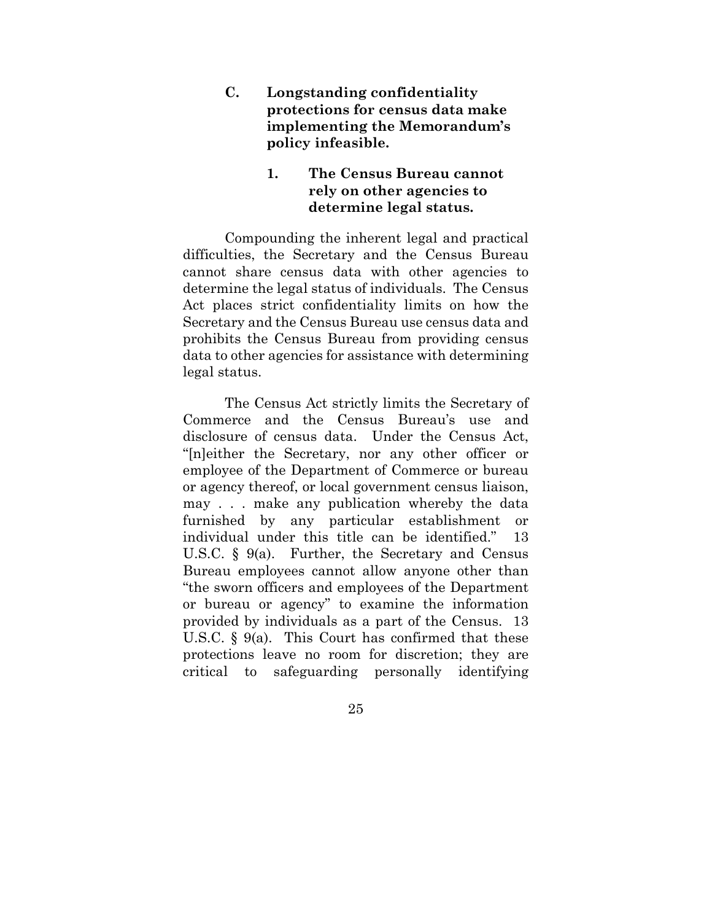### C. Longstanding confidentiality protections for census data make implementing the Memorandum's policy infeasible.

#### 1. The Census Bureau cannot rely on other agencies to determine legal status.

Compounding the inherent legal and practical difficulties, the Secretary and the Census Bureau cannot share census data with other agencies to determine the legal status of individuals. The Census Act places strict confidentiality limits on how the Secretary and the Census Bureau use census data and prohibits the Census Bureau from providing census data to other agencies for assistance with determining legal status.

The Census Act strictly limits the Secretary of Commerce and the Census Bureau's use and disclosure of census data. Under the Census Act, "[n]either the Secretary, nor any other officer or employee of the Department of Commerce or bureau or agency thereof, or local government census liaison, may . . . make any publication whereby the data furnished by any particular establishment or individual under this title can be identified." 13 U.S.C. § 9(a). Further, the Secretary and Census Bureau employees cannot allow anyone other than "the sworn officers and employees of the Department or bureau or agency" to examine the information provided by individuals as a part of the Census. 13 U.S.C. § 9(a). This Court has confirmed that these protections leave no room for discretion; they are critical to safeguarding personally identifying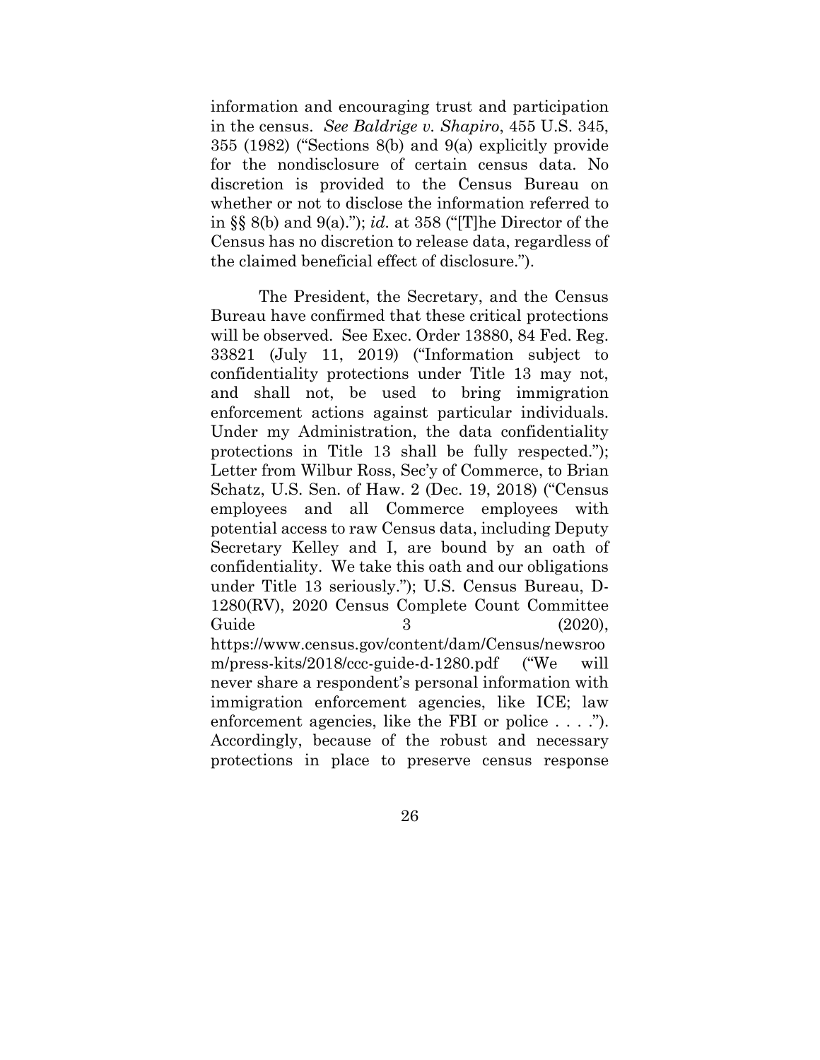information and encouraging trust and participation in the census. *See Baldrige v. Shapiro*, 455 U.S. 345, 355 (1982) ("Sections 8(b) and 9(a) explicitly provide for the nondisclosure of certain census data. No discretion is provided to the Census Bureau on whether or not to disclose the information referred to in §§ 8(b) and 9(a)."); *id.* at 358 ("[T]he Director of the Census has no discretion to release data, regardless of the claimed beneficial effect of disclosure.").

The President, the Secretary, and the Census Bureau have confirmed that these critical protections will be observed. See Exec. Order 13880, 84 Fed. Reg. 33821 (July 11, 2019) ("Information subject to confidentiality protections under Title 13 may not, and shall not, be used to bring immigration enforcement actions against particular individuals. Under my Administration, the data confidentiality protections in Title 13 shall be fully respected."); Letter from Wilbur Ross, Sec'y of Commerce, to Brian Schatz, U.S. Sen. of Haw. 2 (Dec. 19, 2018) ("Census employees and all Commerce employees with potential access to raw Census data, including Deputy Secretary Kelley and I, are bound by an oath of confidentiality. We take this oath and our obligations under Title 13 seriously."); U.S. Census Bureau, D-1280(RV), 2020 Census Complete Count Committee Guide 3 (2020), https://www.census.gov/content/dam/Census/newsroom/press-kits/2018/ccc-guide-d-1280.pdf ("We will never share a respondent's personal information with immigration enforcement agencies, like ICE; law enforcement agencies, like the FBI or police . . . ."). Accordingly, because of the robust and necessary protections in place to preserve census response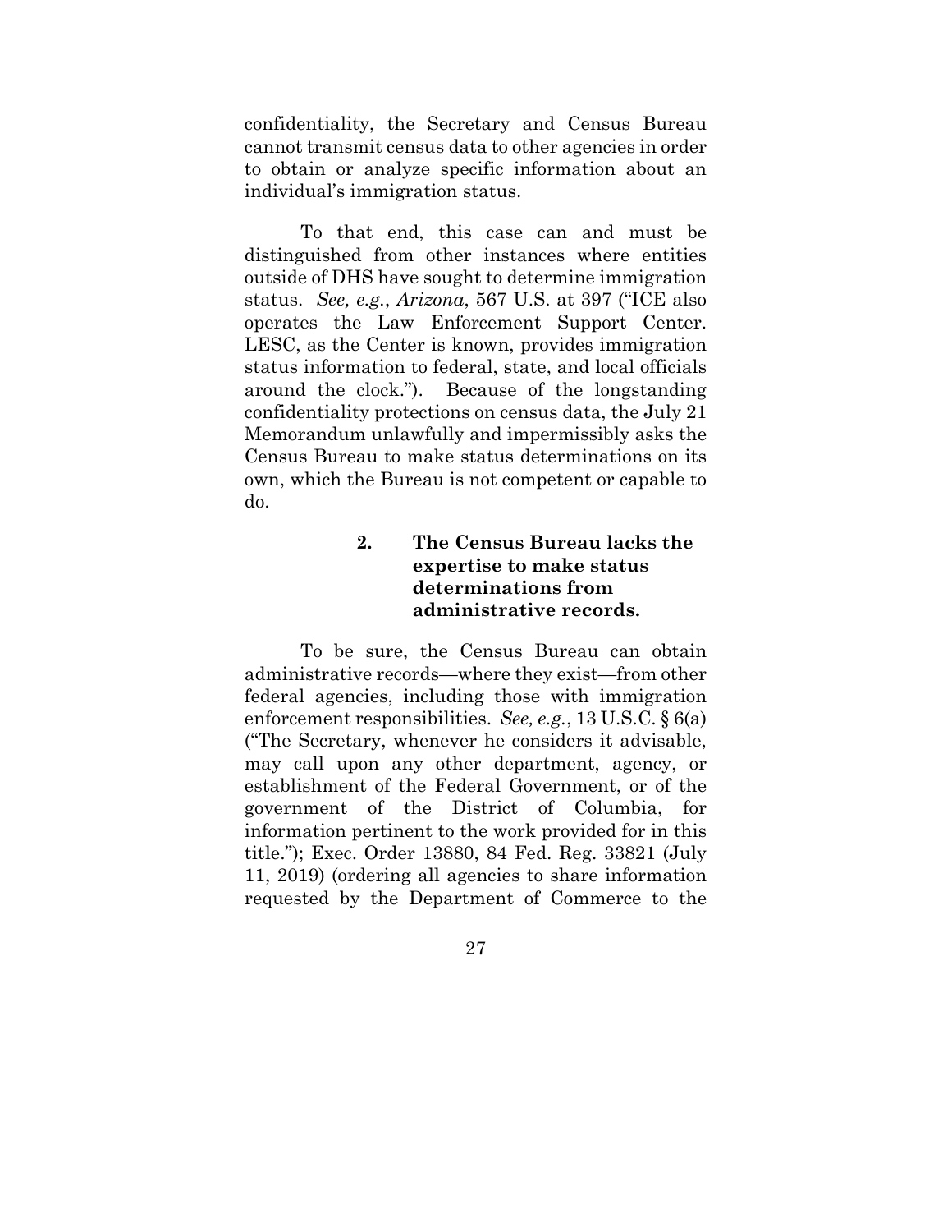confidentiality, the Secretary and Census Bureau cannot transmit census data to other agencies in order to obtain or analyze specific information about an individual's immigration status.

To that end, this case can and must be distinguished from other instances where entities outside of DHS have sought to determine immigration status. *See, e.g.*, *Arizona*, 567 U.S. at 397 ("ICE also operates the Law Enforcement Support Center. LESC, as the Center is known, provides immigration status information to federal, state, and local officials around the clock."). Because of the longstanding confidentiality protections on census data, the July 21 Memorandum unlawfully and impermissibly asks the Census Bureau to make status determinations on its own, which the Bureau is not competent or capable to do.

#### 2. The Census Bureau lacks the expertise to make status determinations from administrative records.

To be sure, the Census Bureau can obtain administrative records—where they exist—from other federal agencies, including those with immigration enforcement responsibilities. *See, e.g.*, 13 U.S.C. § 6(a) ("The Secretary, whenever he considers it advisable, may call upon any other department, agency, or establishment of the Federal Government, or of the government of the District of Columbia, for information pertinent to the work provided for in this title."); Exec. Order 13880, 84 Fed. Reg. 33821 (July 11, 2019) (ordering all agencies to share information requested by the Department of Commerce to the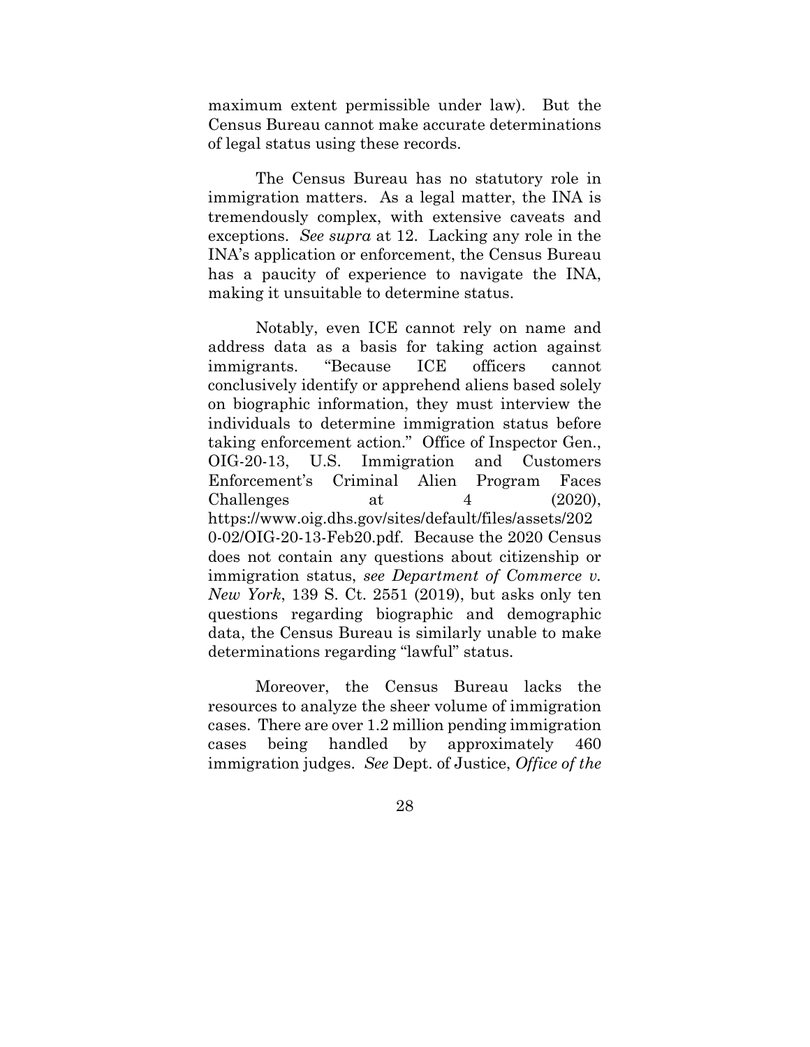maximum extent permissible under law). But the Census Bureau cannot make accurate determinations of legal status using these records.

The Census Bureau has no statutory role in immigration matters. As a legal matter, the INA is tremendously complex, with extensive caveats and exceptions. *See supra* at 12. Lacking any role in the INA's application or enforcement, the Census Bureau has a paucity of experience to navigate the INA, making it unsuitable to determine status.

Notably, even ICE cannot rely on name and address data as a basis for taking action against immigrants. "Because ICE officers cannot conclusively identify or apprehend aliens based solely on biographic information, they must interview the individuals to determine immigration status before taking enforcement action." Office of Inspector Gen., OIG-20-13, U.S. Immigration and Customers Enforcement's Criminal Alien Program Faces Challenges at 4 (2020), https://www.oig.dhs.gov/sites/default/files/assets/2020-02/OIG-20-13-Feb20.pdf. Because the 2020 Census does not contain any questions about citizenship or immigration status, *see Department of Commerce v. New York*, 139 S. Ct. 2551 (2019), but asks only ten questions regarding biographic and demographic data, the Census Bureau is similarly unable to make determinations regarding "lawful" status.

Moreover, the Census Bureau lacks the resources to analyze the sheer volume of immigration cases. There are over 1.2 million pending immigration cases being handled by approximately 460 immigration judges. *See* Dept. of Justice, *Office of the*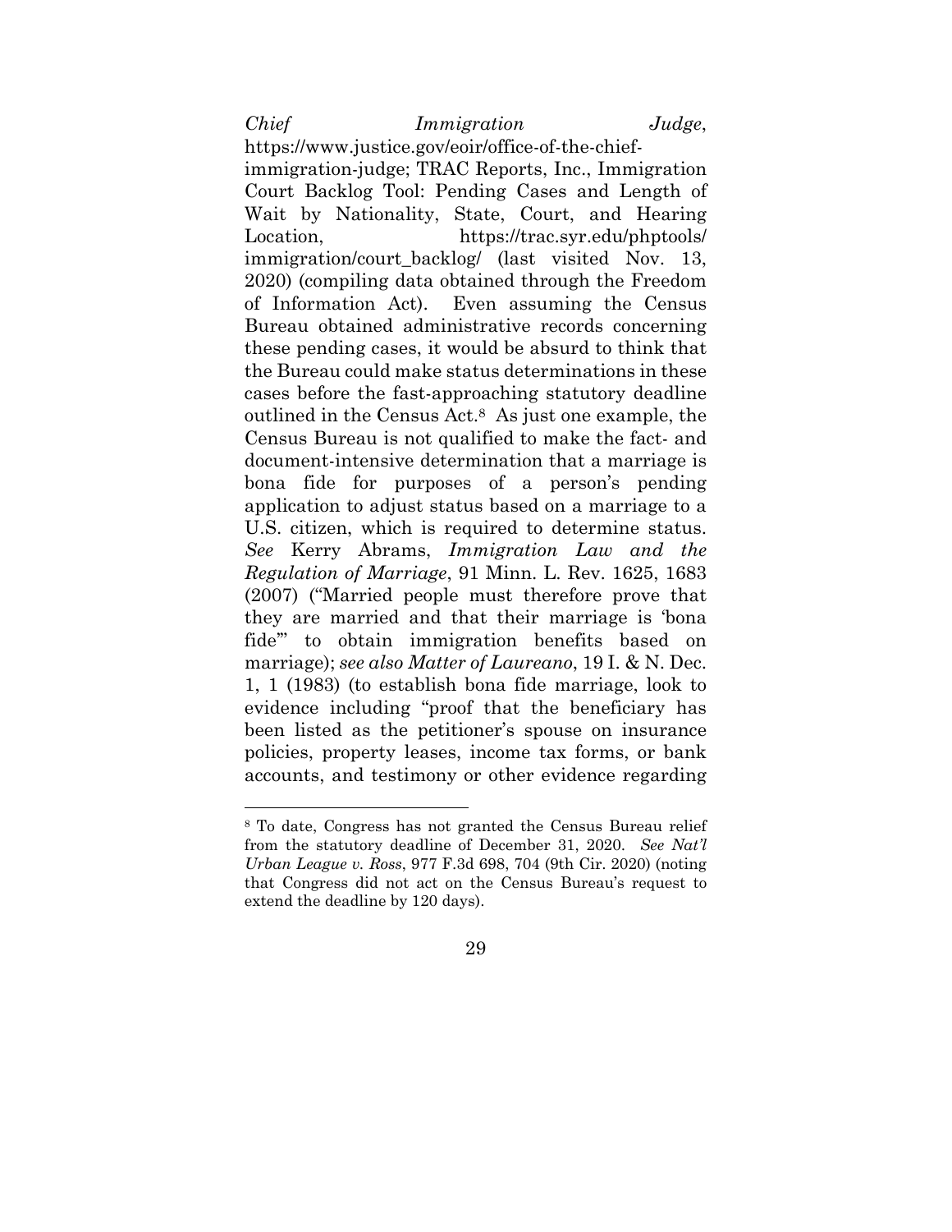*Chief Immigration Judge*, https://www.justice.gov/eoir/office-of-the-chief-immigration-judge; TRAC Reports, Inc., Immigration Court Backlog Tool: Pending Cases and Length of Wait by Nationality, State, Court, and Hearing Location, https://trac.syr.edu/phptools/immigration/court_backlog/ (last visited Nov. 13, 2020) (compiling data obtained through the Freedom of Information Act). Even assuming the Census Bureau obtained administrative records concerning these pending cases, it would be absurd to think that the Bureau could make status determinations in these cases before the fast-approaching statutory deadline outlined in the Census Act.[8] As just one example, the Census Bureau is not qualified to make the fact- and document-intensive determination that a marriage is bona fide for purposes of a person's pending application to adjust status based on a marriage to a U.S. citizen, which is required to determine status. *See* Kerry Abrams, *Immigration Law and the Regulation of Marriage*, 91 Minn. L. Rev. 1625, 1683 (2007) ("Married people must therefore prove that they are married and that their marriage is 'bona fide'" to obtain immigration benefits based on marriage); *see also Matter of Laureano*, 19 I. & N. Dec. 1, 1 (1983) (to establish bona fide marriage, look to evidence including "proof that the beneficiary has been listed as the petitioner's spouse on insurance policies, property leases, income tax forms, or bank accounts, and testimony or other evidence regarding

---

[8] To date, Congress has not granted the Census Bureau relief from the statutory deadline of December 31, 2020. *See Nat'l Urban League v. Ross*, 977 F.3d 698, 704 (9th Cir. 2020) (noting that Congress did not act on the Census Bureau's request to extend the deadline by 120 days).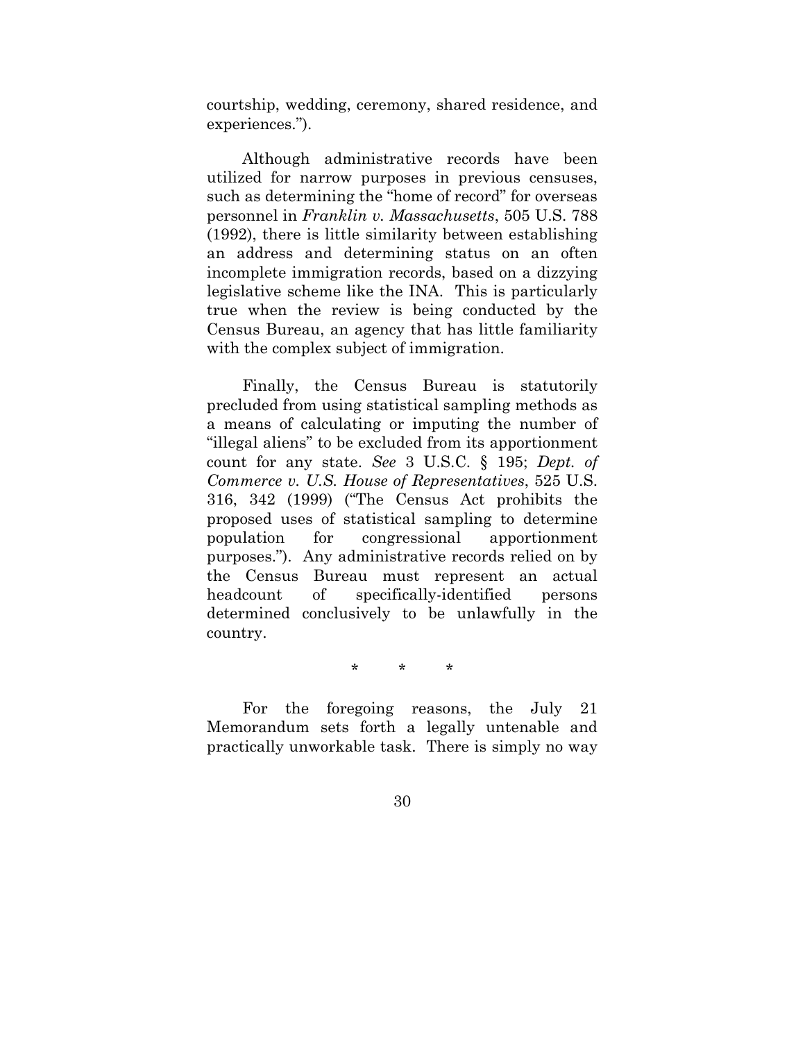courtship, wedding, ceremony, shared residence, and experiences.").

Although administrative records have been utilized for narrow purposes in previous censuses, such as determining the "home of record" for overseas personnel in *Franklin v. Massachusetts*, 505 U.S. 788 (1992), there is little similarity between establishing an address and determining status on an often incomplete immigration records, based on a dizzying legislative scheme like the INA. This is particularly true when the review is being conducted by the Census Bureau, an agency that has little familiarity with the complex subject of immigration.

Finally, the Census Bureau is statutorily precluded from using statistical sampling methods as a means of calculating or imputing the number of "illegal aliens" to be excluded from its apportionment count for any state. *See* 3 U.S.C. § 195; *Dept. of Commerce v. U.S. House of Representatives*, 525 U.S. 316, 342 (1999) ("The Census Act prohibits the proposed uses of statistical sampling to determine population for congressional apportionment purposes."). Any administrative records relied on by the Census Bureau must represent an actual headcount of specifically-identified persons determined conclusively to be unlawfully in the country.

\* \* \*

For the foregoing reasons, the July 21 Memorandum sets forth a legally untenable and practically unworkable task. There is simply no way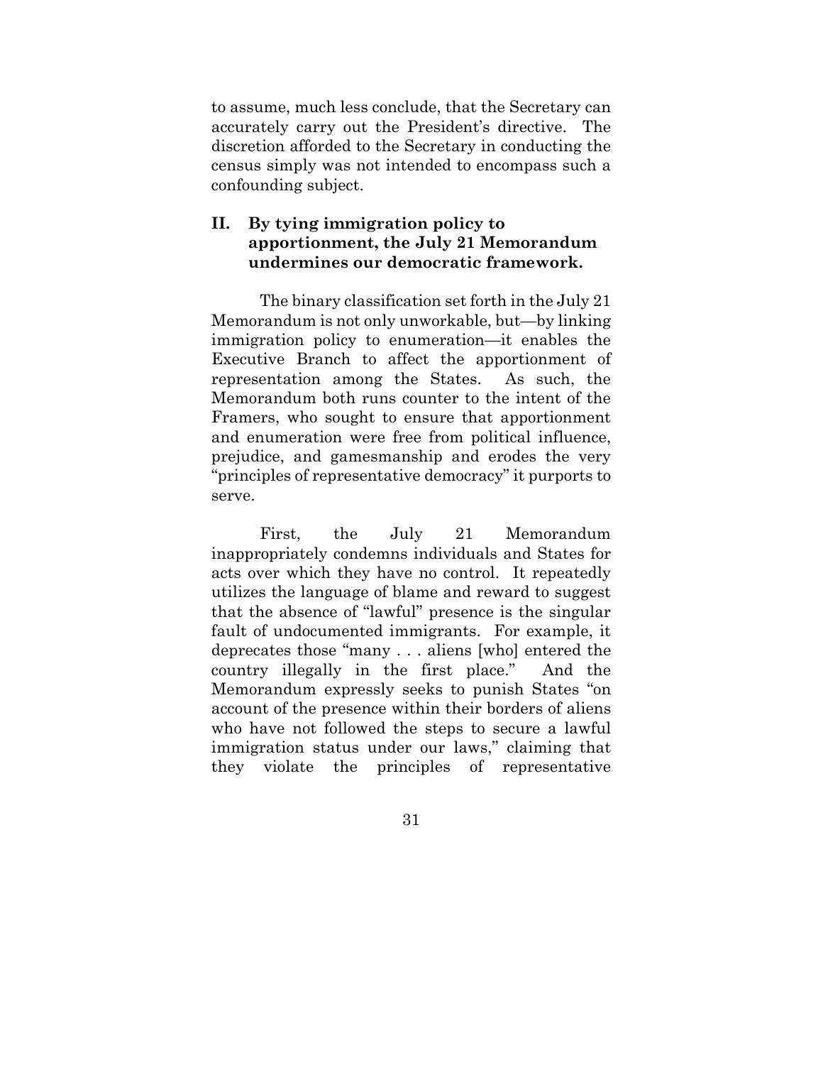to assume, much less conclude, that the Secretary can accurately carry out the President's directive. The discretion afforded to the Secretary in conducting the census simply was not intended to encompass such a confounding subject.

## II. By tying immigration policy to apportionment, the July 21 Memorandum undermines our democratic framework.

The binary classification set forth in the July 21 Memorandum is not only unworkable, but—by linking immigration policy to enumeration—it enables the Executive Branch to affect the apportionment of representation among the States. As such, the Memorandum both runs counter to the intent of the Framers, who sought to ensure that apportionment and enumeration were free from political influence, prejudice, and gamesmanship and erodes the very "principles of representative democracy" it purports to serve.

First, the July 21 Memorandum inappropriately condemns individuals and States for acts over which they have no control. It repeatedly utilizes the language of blame and reward to suggest that the absence of "lawful" presence is the singular fault of undocumented immigrants. For example, it deprecates those "many . . . aliens [who] entered the country illegally in the first place." And the Memorandum expressly seeks to punish States "on account of the presence within their borders of aliens who have not followed the steps to secure a lawful immigration status under our laws," claiming that they violate the principles of representative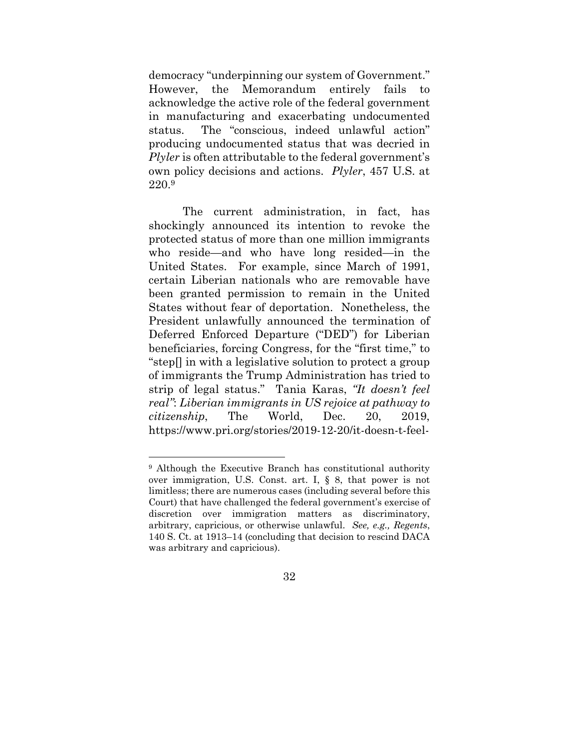democracy "underpinning our system of Government." However, the Memorandum entirely fails to acknowledge the active role of the federal government in manufacturing and exacerbating undocumented status. The "conscious, indeed unlawful action" producing undocumented status that was decried in *Plyler* is often attributable to the federal government's own policy decisions and actions. *Plyler*, 457 U.S. at 220.[9]

The current administration, in fact, has shockingly announced its intention to revoke the protected status of more than one million immigrants who reside—and who have long resided—in the United States. For example, since March of 1991, certain Liberian nationals who are removable have been granted permission to remain in the United States without fear of deportation. Nonetheless, the President unlawfully announced the termination of Deferred Enforced Departure ("DED") for Liberian beneficiaries, forcing Congress, for the "first time," to "step[] in with a legislative solution to protect a group of immigrants the Trump Administration has tried to strip of legal status." Tania Karas, *"It doesn't feel real": Liberian immigrants in US rejoice at pathway to citizenship*, The World, Dec. 20, 2019, https://www.pri.org/stories/2019-12-20/it-doesn-t-feel-

---

[9] Although the Executive Branch has constitutional authority over immigration, U.S. Const. art. I, § 8, that power is not limitless; there are numerous cases (including several before this Court) that have challenged the federal government's exercise of discretion over immigration matters as discriminatory, arbitrary, capricious, or otherwise unlawful. *See, e.g., Regents*, 140 S. Ct. at 1913–14 (concluding that decision to rescind DACA was arbitrary and capricious).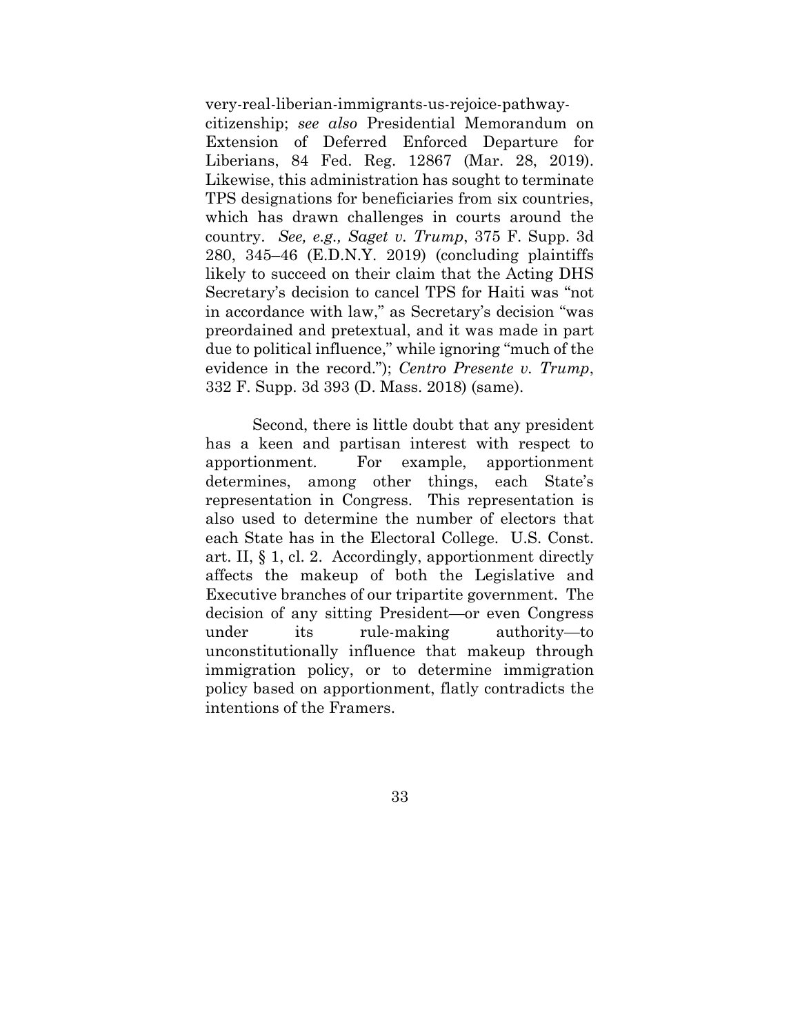very-real-liberian-immigrants-us-rejoice-pathway-citizenship; *see also* Presidential Memorandum on Extension of Deferred Enforced Departure for Liberians, 84 Fed. Reg. 12867 (Mar. 28, 2019). Likewise, this administration has sought to terminate TPS designations for beneficiaries from six countries, which has drawn challenges in courts around the country. *See, e.g., Saget v. Trump*, 375 F. Supp. 3d 280, 345–46 (E.D.N.Y. 2019) (concluding plaintiffs likely to succeed on their claim that the Acting DHS Secretary's decision to cancel TPS for Haiti was "not in accordance with law," as Secretary's decision "was preordained and pretextual, and it was made in part due to political influence," while ignoring "much of the evidence in the record."); *Centro Presente v. Trump*, 332 F. Supp. 3d 393 (D. Mass. 2018) (same).

Second, there is little doubt that any president has a keen and partisan interest with respect to apportionment. For example, apportionment determines, among other things, each State's representation in Congress. This representation is also used to determine the number of electors that each State has in the Electoral College. U.S. Const. art. II, § 1, cl. 2. Accordingly, apportionment directly affects the makeup of both the Legislative and Executive branches of our tripartite government. The decision of any sitting President—or even Congress under its rule-making authority—to unconstitutionally influence that makeup through immigration policy, or to determine immigration policy based on apportionment, flatly contradicts the intentions of the Framers.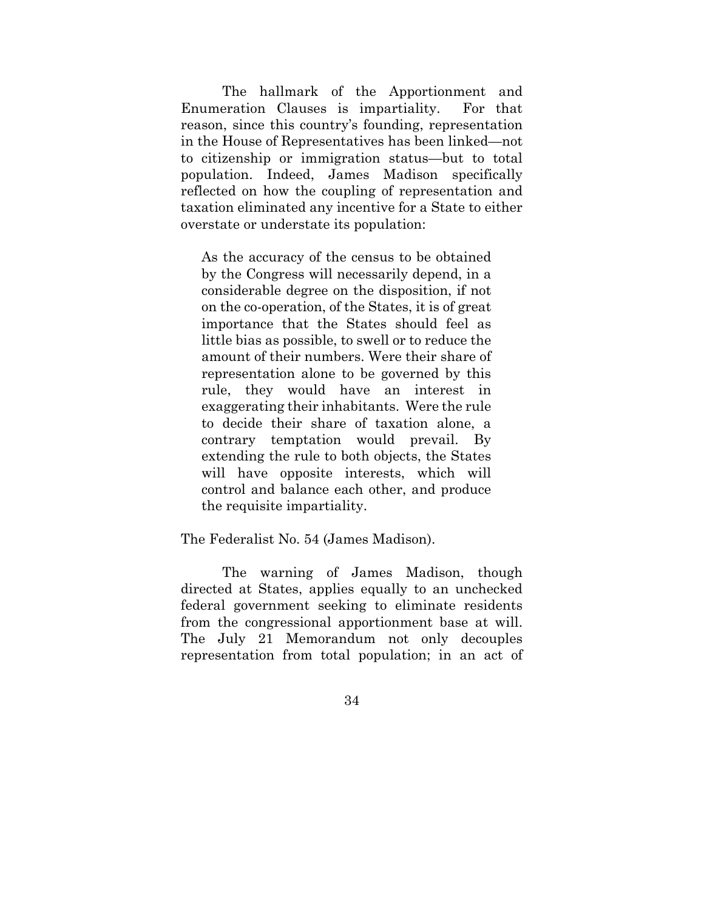The hallmark of the Apportionment and Enumeration Clauses is impartiality. For that reason, since this country's founding, representation in the House of Representatives has been linked—not to citizenship or immigration status—but to total population. Indeed, James Madison specifically reflected on how the coupling of representation and taxation eliminated any incentive for a State to either overstate or understate its population:

> As the accuracy of the census to be obtained by the Congress will necessarily depend, in a considerable degree on the disposition, if not on the co-operation, of the States, it is of great importance that the States should feel as little bias as possible, to swell or to reduce the amount of their numbers. Were their share of representation alone to be governed by this rule, they would have an interest in exaggerating their inhabitants. Were the rule to decide their share of taxation alone, a contrary temptation would prevail. By extending the rule to both objects, the States will have opposite interests, which will control and balance each other, and produce the requisite impartiality.

The Federalist No. 54 (James Madison).

The warning of James Madison, though directed at States, applies equally to an unchecked federal government seeking to eliminate residents from the congressional apportionment base at will. The July 21 Memorandum not only decouples representation from total population; in an act of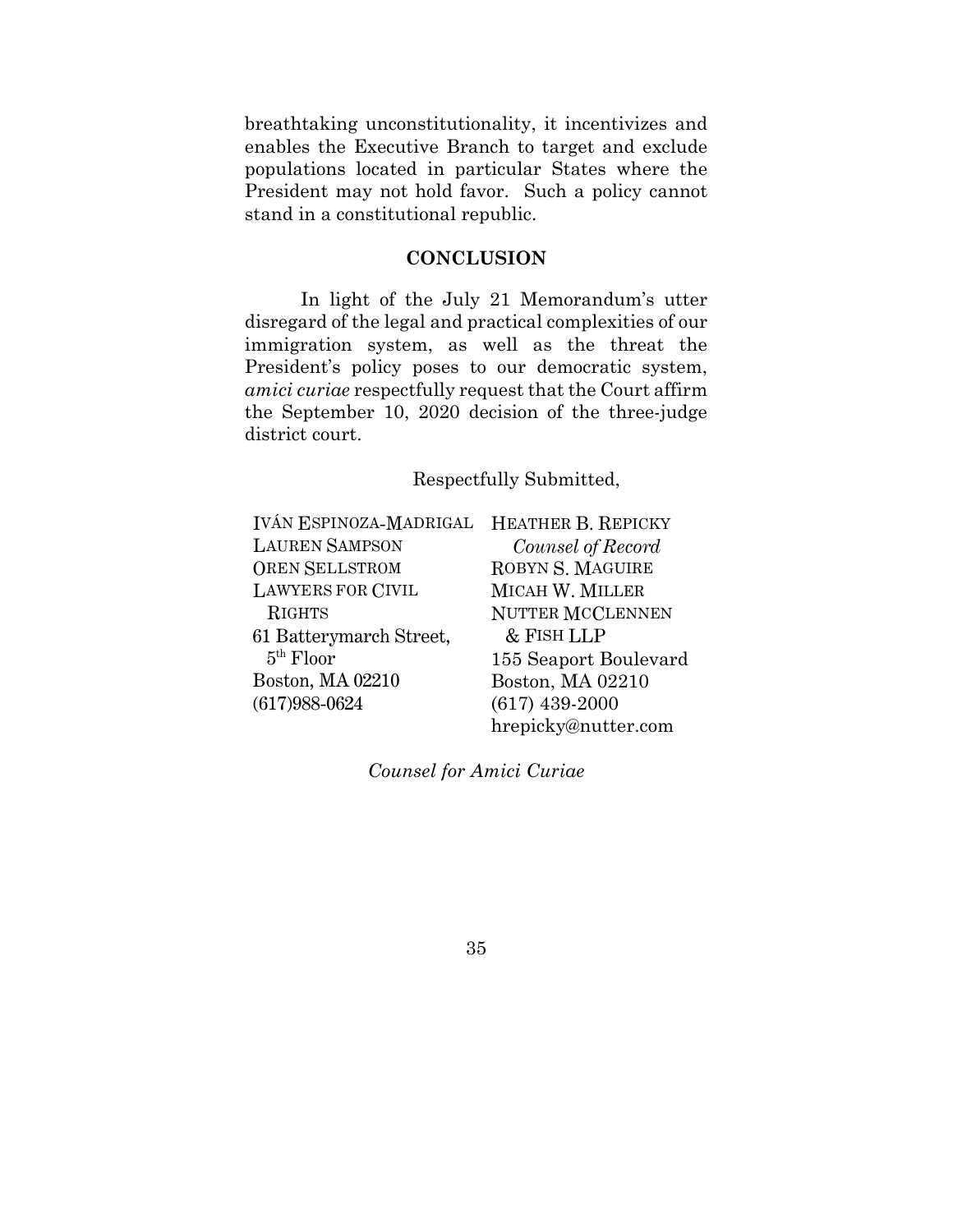breathtaking unconstitutionality, it incentivizes and enables the Executive Branch to target and exclude populations located in particular States where the President may not hold favor. Such a policy cannot stand in a constitutional republic.

## CONCLUSION

In light of the July 21 Memorandum's utter disregard of the legal and practical complexities of our immigration system, as well as the threat the President's policy poses to our democratic system, *amici curiae* respectfully request that the Court affirm the September 10, 2020 decision of the three-judge district court.

Respectfully Submitted,

IVÁN ESPINOZA-MADRIGAL
LAUREN SAMPSON
OREN SELLSTROM
LAWYERS FOR CIVIL RIGHTS
61 Batterymarch Street, 5th Floor
Boston, MA 02210
(617)988-0624

HEATHER B. REPICKY
*Counsel of Record*
ROBYN S. MAGUIRE
MICAH W. MILLER
NUTTER MCCLENNEN & FISH LLP
155 Seaport Boulevard
Boston, MA 02210
(617) 439-2000
hrepicky@nutter.com

*Counsel for Amici Curiae*